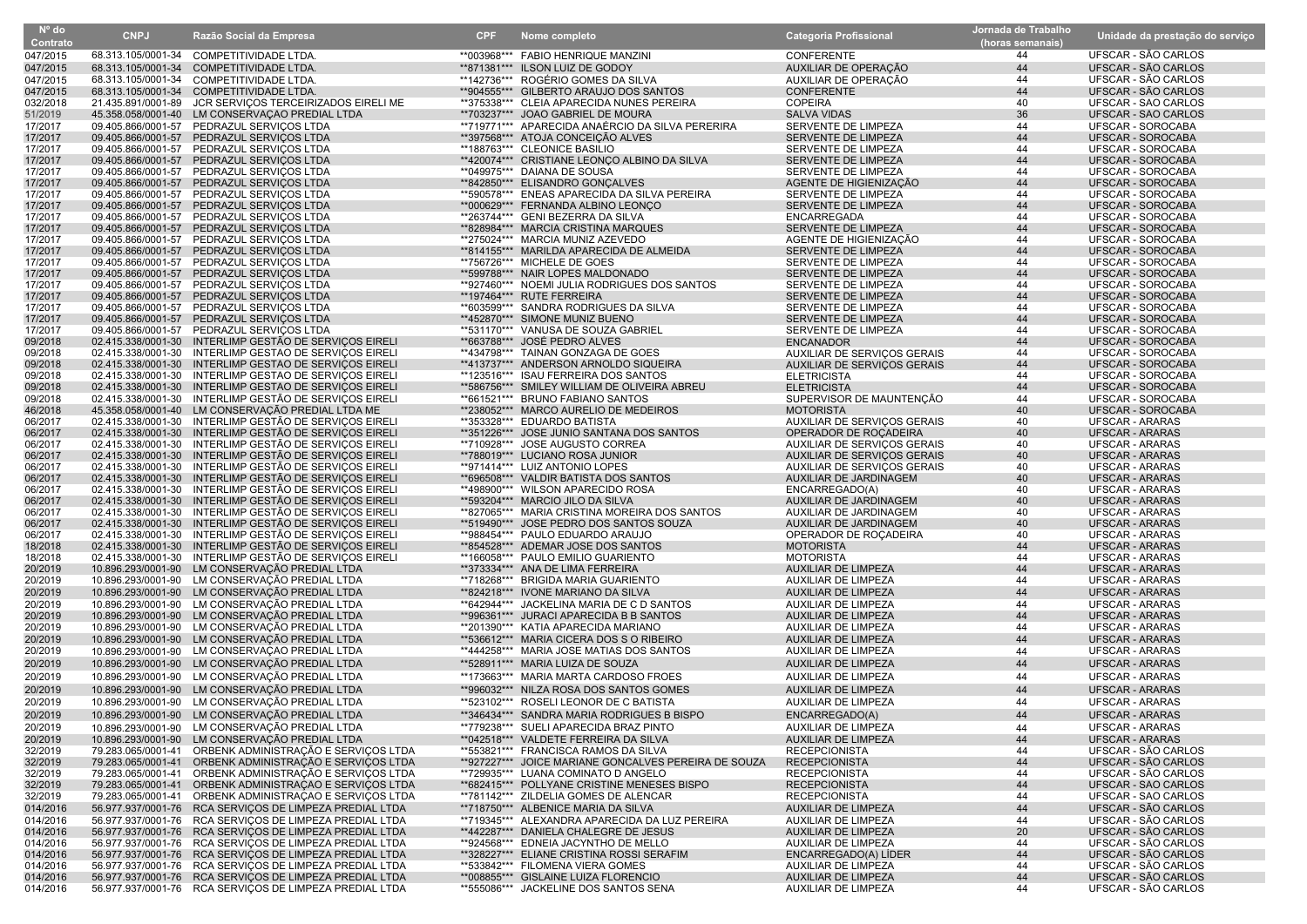| Nº do Contrato | CNPJ | Razão Social da Empresa | CPF | Nome completo | Categoria Profissional | Jornada de Trabalho (horas semanais) | Unidade da prestação do serviço |
|---|---|---|---|---|---|---|---|
| 047/2015 | 68.313.105/0001-34 | COMPETITIVIDADE LTDA. | **003968*** | FABIO HENRIQUE MANZINI | CONFERENTE | 44 | UFSCAR - SÃO CARLOS |
| 047/2015 | 68.313.105/0001-34 | COMPETITIVIDADE LTDA. | **871381*** | ILSON LUIZ DE GODOY | AUXILIAR DE OPERAÇÃO | 44 | UFSCAR - SÃO CARLOS |
| 047/2015 | 68.313.105/0001-34 | COMPETITIVIDADE LTDA. | **142736*** | ROGÉRIO GOMES DA SILVA | AUXILIAR DE OPERAÇÃO | 44 | UFSCAR - SÃO CARLOS |
| 047/2015 | 68.313.105/0001-34 | COMPETITIVIDADE LTDA. | **904555*** | GILBERTO ARAUJO DOS SANTOS | CONFERENTE | 44 | UFSCAR - SÃO CARLOS |
| 032/2018 | 21.435.891/0001-89 | JCR SERVIÇOS TERCEIRIZADOS EIRELI ME | **375338*** | CLEIA APARECIDA NUNES PEREIRA | COPEIRA | 40 | UFSCAR - SAO CARLOS |
| 51/2019 | 45.358.058/0001-40 | LM CONSERVAÇAO PREDIAL LTDA | **703237*** | JOAO GABRIEL DE MOURA | SALVA VIDAS | 36 | UFSCAR - SAO CARLOS |
| 17/2017 | 09.405.866/0001-57 | PEDRAZUL SERVIÇOS LTDA | **719771*** | APARECIDA ANAÉRCIO DA SILVA PERERIRA | SERVENTE DE LIMPEZA | 44 | UFSCAR - SOROCABA |
| 17/2017 | 09.405.866/0001-57 | PEDRAZUL SERVIÇOS LTDA | **397568*** | ATOJA CONCEIÇÃO ALVES | SERVENTE DE LIMPEZA | 44 | UFSCAR - SOROCABA |
| 17/2017 | 09.405.866/0001-57 | PEDRAZUL SERVIÇOS LTDA | **188763*** | CLEONICE BASILIO | SERVENTE DE LIMPEZA | 44 | UFSCAR - SOROCABA |
| 17/2017 | 09.405.866/0001-57 | PEDRAZUL SERVIÇOS LTDA | **420074*** | CRISTIANE LEONÇO ALBINO DA SILVA | SERVENTE DE LIMPEZA | 44 | UFSCAR - SOROCABA |
| 17/2017 | 09.405.866/0001-57 | PEDRAZUL SERVIÇOS LTDA | **049975*** | DAIANA DE SOUSA | SERVENTE DE LIMPEZA | 44 | UFSCAR - SOROCABA |
| 17/2017 | 09.405.866/0001-57 | PEDRAZUL SERVIÇOS LTDA | **842850*** | ELISANDRO GONÇALVES | AGENTE DE HIGIENIZAÇÃO | 44 | UFSCAR - SOROCABA |
| 17/2017 | 09.405.866/0001-57 | PEDRAZUL SERVIÇOS LTDA | **590578*** | ENEAS APARECIDA DA SILVA PEREIRA | SERVENTE DE LIMPEZA | 44 | UFSCAR - SOROCABA |
| 17/2017 | 09.405.866/0001-57 | PEDRAZUL SERVIÇOS LTDA | **000629*** | FERNANDA ALBINO LEONÇO | SERVENTE DE LIMPEZA | 44 | UFSCAR - SOROCABA |
| 17/2017 | 09.405.866/0001-57 | PEDRAZUL SERVIÇOS LTDA | **263744*** | GENI BEZERRA DA SILVA | ENCARREGADA | 44 | UFSCAR - SOROCABA |
| 17/2017 | 09.405.866/0001-57 | PEDRAZUL SERVIÇOS LTDA | **828984*** | MARCIA CRISTINA MARQUES | SERVENTE DE LIMPEZA | 44 | UFSCAR - SOROCABA |
| 17/2017 | 09.405.866/0001-57 | PEDRAZUL SERVIÇOS LTDA | **275024*** | MARCIA MUNIZ AZEVEDO | AGENTE DE HIGIENIZAÇÃO | 44 | UFSCAR - SOROCABA |
| 17/2017 | 09.405.866/0001-57 | PEDRAZUL SERVIÇOS LTDA | **814155*** | MARILDA APARECIDA DE ALMEIDA | SERVENTE DE LIMPEZA | 44 | UFSCAR - SOROCABA |
| 17/2017 | 09.405.866/0001-57 | PEDRAZUL SERVIÇOS LTDA | **756726*** | MICHELE DE GOES | SERVENTE DE LIMPEZA | 44 | UFSCAR - SOROCABA |
| 17/2017 | 09.405.866/0001-57 | PEDRAZUL SERVIÇOS LTDA | **599788*** | NAIR LOPES MALDONADO | SERVENTE DE LIMPEZA | 44 | UFSCAR - SOROCABA |
| 17/2017 | 09.405.866/0001-57 | PEDRAZUL SERVIÇOS LTDA | **927460*** | NOEMI JULIA RODRIGUES DOS SANTOS | SERVENTE DE LIMPEZA | 44 | UFSCAR - SOROCABA |
| 17/2017 | 09.405.866/0001-57 | PEDRAZUL SERVIÇOS LTDA | **197464*** | RUTE FERREIRA | SERVENTE DE LIMPEZA | 44 | UFSCAR - SOROCABA |
| 17/2017 | 09.405.866/0001-57 | PEDRAZUL SERVIÇOS LTDA | **603599*** | SANDRA RODRIGUES DA SILVA | SERVENTE DE LIMPEZA | 44 | UFSCAR - SOROCABA |
| 17/2017 | 09.405.866/0001-57 | PEDRAZUL SERVIÇOS LTDA | **452870*** | SIMONE MUNIZ BUENO | SERVENTE DE LIMPEZA | 44 | UFSCAR - SOROCABA |
| 17/2017 | 09.405.866/0001-57 | PEDRAZUL SERVIÇOS LTDA | **531170*** | VANUSA DE SOUZA GABRIEL | SERVENTE DE LIMPEZA | 44 | UFSCAR - SOROCABA |
| 09/2018 | 02.415.338/0001-30 | INTERLIMP GESTÃO DE SERVIÇOS EIRELI | **663788*** | JOSÉ PEDRO ALVES | ENCANADOR | 44 | UFSCAR - SOROCABA |
| 09/2018 | 02.415.338/0001-30 | INTERLIMP GESTAO DE SERVIÇOS EIRELI | **434798*** | TAINAN GONZAGA DE GOES | AUXILIAR DE SERVIÇOS GERAIS | 44 | UFSCAR - SOROCABA |
| 09/2018 | 02.415.338/0001-30 | INTERLIMP GESTAO DE SERVIÇOS EIRELI | **413737*** | ANDERSON ARNOLDO SIQUEIRA | AUXILIAR DE SERVIÇOS GERAIS | 44 | UFSCAR - SOROCABA |
| 09/2018 | 02.415.338/0001-30 | INTERLIMP GESTAO DE SERVIÇOS EIRELI | **123516*** | ISAU FERREIRA DOS SANTOS | ELETRICISTA | 44 | UFSCAR - SOROCABA |
| 09/2018 | 02.415.338/0001-30 | INTERLIMP GESTAO DE SERVIÇOS EIRELI | **586756*** | SMILEY WILLIAM DE OLIVEIRA ABREU | ELETRICISTA | 44 | UFSCAR - SOROCABA |
| 09/2018 | 02.415.338/0001-30 | INTERLIMP GESTÃO DE SERVIÇOS EIRELI | **661521*** | BRUNO FABIANO SANTOS | SUPERVISOR DE MAUNTENÇÃO | 44 | UFSCAR - SOROCABA |
| 46/2018 | 45.358.058/0001-40 | LM CONSERVAÇÃO PREDIAL LTDA ME | **238052*** | MARCO AURELIO DE MEDEIROS | MOTORISTA | 40 | UFSCAR - SOROCABA |
| 06/2017 | 02.415.338/0001-30 | INTERLIMP GESTÃO DE SERVIÇOS EIRELI | **353328*** | EDUARDO BATISTA | AUXILIAR DE SERVIÇOS GERAIS | 40 | UFSCAR - ARARAS |
| 06/2017 | 02.415.338/0001-30 | INTERLIMP GESTÃO DE SERVIÇOS EIRELI | **351226*** | JOSE JUNIO SANTANA DOS SANTOS | OPERADOR DE ROÇADEIRA | 40 | UFSCAR - ARARAS |
| 06/2017 | 02.415.338/0001-30 | INTERLIMP GESTÃO DE SERVIÇOS EIRELI | **710928*** | JOSE AUGUSTO CORREA | AUXILIAR DE SERVIÇOS GERAIS | 40 | UFSCAR - ARARAS |
| 06/2017 | 02.415.338/0001-30 | INTERLIMP GESTÃO DE SERVIÇOS EIRELI | **788019*** | LUCIANO ROSA JUNIOR | AUXILIAR DE SERVIÇOS GERAIS | 40 | UFSCAR - ARARAS |
| 06/2017 | 02.415.338/0001-30 | INTERLIMP GESTÃO DE SERVIÇOS EIRELI | **971414*** | LUIZ ANTONIO LOPES | AUXILIAR DE SERVIÇOS GERAIS | 40 | UFSCAR - ARARAS |
| 06/2017 | 02.415.338/0001-30 | INTERLIMP GESTÃO DE SERVIÇOS EIRELI | **696508*** | VALDIR BATISTA DOS SANTOS | AUXILIAR DE JARDINAGEM | 40 | UFSCAR - ARARAS |
| 06/2017 | 02.415.338/0001-30 | INTERLIMP GESTÃO DE SERVIÇOS EIRELI | **498900*** | WILSON APARECIDO ROSA | ENCARREGADO(A) | 40 | UFSCAR - ARARAS |
| 06/2017 | 02.415.338/0001-30 | INTERLIMP GESTÃO DE SERVIÇOS EIRELI | **593204*** | MARCIO JILO DA SILVA | AUXILIAR DE JARDINAGEM | 40 | UFSCAR - ARARAS |
| 06/2017 | 02.415.338/0001-30 | INTERLIMP GESTÃO DE SERVIÇOS EIRELI | **827065*** | MARIA CRISTINA MOREIRA DOS SANTOS | AUXILIAR DE JARDINAGEM | 40 | UFSCAR - ARARAS |
| 06/2017 | 02.415.338/0001-30 | INTERLIMP GESTÃO DE SERVIÇOS EIRELI | **519490*** | JOSE PEDRO DOS SANTOS SOUZA | AUXILIAR DE JARDINAGEM | 40 | UFSCAR - ARARAS |
| 06/2017 | 02.415.338/0001-30 | INTERLIMP GESTÃO DE SERVIÇOS EIRELI | **988454*** | PAULO EDUARDO ARAUJO | OPERADOR DE ROÇADEIRA | 40 | UFSCAR - ARARAS |
| 18/2018 | 02.415.338/0001-30 | INTERLIMP GESTÃO DE SERVIÇOS EIRELI | **854528*** | ADEMAR JOSE DOS SANTOS | MOTORISTA | 44 | UFSCAR - ARARAS |
| 18/2018 | 02.415.338/0001-30 | INTERLIMP GESTÃO DE SERVIÇOS EIRELI | **166058*** | PAULO EMILIO GUARIENTO | MOTORISTA | 44 | UFSCAR - ARARAS |
| 20/2019 | 10.896.293/0001-90 | LM CONSERVAÇÃO PREDIAL LTDA | **373334*** | ANA DE LIMA FERREIRA | AUXILIAR DE LIMPEZA | 44 | UFSCAR - ARARAS |
| 20/2019 | 10.896.293/0001-90 | LM CONSERVAÇÃO PREDIAL LTDA | **718268*** | BRIGIDA MARIA GUARIENTO | AUXILIAR DE LIMPEZA | 44 | UFSCAR - ARARAS |
| 20/2019 | 10.896.293/0001-90 | LM CONSERVAÇÃO PREDIAL LTDA | **824218*** | IVONE MARIANO DA SILVA | AUXILIAR DE LIMPEZA | 44 | UFSCAR - ARARAS |
| 20/2019 | 10.896.293/0001-90 | LM CONSERVAÇÃO PREDIAL LTDA | **642944*** | JACKELINA MARIA DE C D SANTOS | AUXILIAR DE LIMPEZA | 44 | UFSCAR - ARARAS |
| 20/2019 | 10.896.293/0001-90 | LM CONSERVAÇÃO PREDIAL LTDA | **996361*** | JURACI APARECIDA B B SANTOS | AUXILIAR DE LIMPEZA | 44 | UFSCAR - ARARAS |
| 20/2019 | 10.896.293/0001-90 | LM CONSERVAÇÃO PREDIAL LTDA | **201390*** | KATIA APARECIDA MARIANO | AUXILIAR DE LIMPEZA | 44 | UFSCAR - ARARAS |
| 20/2019 | 10.896.293/0001-90 | LM CONSERVAÇÃO PREDIAL LTDA | **536612*** | MARIA CICERA DOS S O RIBEIRO | AUXILIAR DE LIMPEZA | 44 | UFSCAR - ARARAS |
| 20/2019 | 10.896.293/0001-90 | LM CONSERVAÇÃO PREDIAL LTDA | **444258*** | MARIA JOSE MATIAS DOS SANTOS | AUXILIAR DE LIMPEZA | 44 | UFSCAR - ARARAS |
| 20/2019 | 10.896.293/0001-90 | LM CONSERVAÇÃO PREDIAL LTDA | **528911*** | MARIA LUIZA DE SOUZA | AUXILIAR DE LIMPEZA | 44 | UFSCAR - ARARAS |
| 20/2019 | 10.896.293/0001-90 | LM CONSERVAÇÃO PREDIAL LTDA | **173663*** | MARIA MARTA CARDOSO FROES | AUXILIAR DE LIMPEZA | 44 | UFSCAR - ARARAS |
| 20/2019 | 10.896.293/0001-90 | LM CONSERVAÇÃO PREDIAL LTDA | **996032*** | NILZA ROSA DOS SANTOS GOMES | AUXILIAR DE LIMPEZA | 44 | UFSCAR - ARARAS |
| 20/2019 | 10.896.293/0001-90 | LM CONSERVAÇÃO PREDIAL LTDA | **523102*** | ROSELI LEONOR DE C BATISTA | AUXILIAR DE LIMPEZA | 44 | UFSCAR - ARARAS |
| 20/2019 | 10.896.293/0001-90 | LM CONSERVAÇÃO PREDIAL LTDA | **346434*** | SANDRA MARIA RODRIGUES B BISPO | ENCARREGADO(A) | 44 | UFSCAR - ARARAS |
| 20/2019 | 10.896.293/0001-90 | LM CONSERVAÇÃO PREDIAL LTDA | **779238*** | SUELI APARECIDA BRAZ PINTO | AUXILIAR DE LIMPEZA | 44 | UFSCAR - ARARAS |
| 20/2019 | 10.896.293/0001-90 | LM CONSERVAÇÃO PREDIAL LTDA | **042518*** | VALDETE FERREIRA DA SILVA | AUXILIAR DE LIMPEZA | 44 | UFSCAR - ARARAS |
| 32/2019 | 79.283.065/0001-41 | ORBENK ADMINISTRAÇÃO E SERVIÇOS LTDA | **553821*** | FRANCISCA RAMOS DA SILVA | RECEPCIONISTA | 44 | UFSCAR - SÃO CARLOS |
| 32/2019 | 79.283.065/0001-41 | ORBENK ADMINISTRAÇÃO E SERVIÇOS LTDA | **927227*** | JOICE MARIANE GONCALVES PEREIRA DE SOUZA | RECEPCIONISTA | 44 | UFSCAR - SÃO CARLOS |
| 32/2019 | 79.283.065/0001-41 | ORBENK ADMINISTRAÇÃO E SERVIÇOS LTDA | **729935*** | LUANA COMINATO D ANGELO | RECEPCIONISTA | 44 | UFSCAR - SÃO CARLOS |
| 32/2019 | 79.283.065/0001-41 | ORBENK ADMINISTRAÇÃO E SERVIÇOS LTDA | **682415*** | POLLYANE CRISTINE MENESES BISPO | RECEPCIONISTA | 44 | UFSCAR - SAO CARLOS |
| 32/2019 | 79.283.065/0001-41 | ORBENK ADMINISTRAÇAO E SERVIÇOS LTDA | **781142*** | ZILDELIA GOMES DE ALENCAR | RECEPCIONISTA | 44 | UFSCAR - SAO CARLOS |
| 014/2016 | 56.977.937/0001-76 | RCA SERVIÇOS DE LIMPEZA PREDIAL LTDA | **718750*** | ALBENICE MARIA DA SILVA | AUXILIAR DE LIMPEZA | 44 | UFSCAR - SÃO CARLOS |
| 014/2016 | 56.977.937/0001-76 | RCA SERVIÇOS DE LIMPEZA PREDIAL LTDA | **719345*** | ALEXANDRA APARECIDA DA LUZ PEREIRA | AUXILIAR DE LIMPEZA | 44 | UFSCAR - SÃO CARLOS |
| 014/2016 | 56.977.937/0001-76 | RCA SERVIÇOS DE LIMPEZA PREDIAL LTDA | **442287*** | DANIELA CHALEGRE DE JESUS | AUXILIAR DE LIMPEZA | 20 | UFSCAR - SÃO CARLOS |
| 014/2016 | 56.977.937/0001-76 | RCA SERVIÇOS DE LIMPEZA PREDIAL LTDA | **924568*** | EDNEIA JACYNTHO DE MELLO | AUXILIAR DE LIMPEZA | 44 | UFSCAR - SÃO CARLOS |
| 014/2016 | 56.977.937/0001-76 | RCA SERVIÇOS DE LIMPEZA PREDIAL LTDA | **328227*** | ELIANE CRISTINA ROSSI SERAFIM | ENCARREGADO(A) LÍDER | 44 | UFSCAR - SÃO CARLOS |
| 014/2016 | 56.977.937/0001-76 | RCA SERVIÇOS DE LIMPEZA PREDIAL LTDA | **533842*** | FILOMENA VIERA GOMES | AUXILIAR DE LIMPEZA | 44 | UFSCAR - SÃO CARLOS |
| 014/2016 | 56.977.937/0001-76 | RCA SERVIÇOS DE LIMPEZA PREDIAL LTDA | **008855*** | GISLAINE LUIZA FLORENCIO | AUXILIAR DE LIMPEZA | 44 | UFSCAR - SÃO CARLOS |
| 014/2016 | 56.977.937/0001-76 | RCA SERVIÇOS DE LIMPEZA PREDIAL LTDA | **555086*** | JACKELINE DOS SANTOS SENA | AUXILIAR DE LIMPEZA | 44 | UFSCAR - SÃO CARLOS |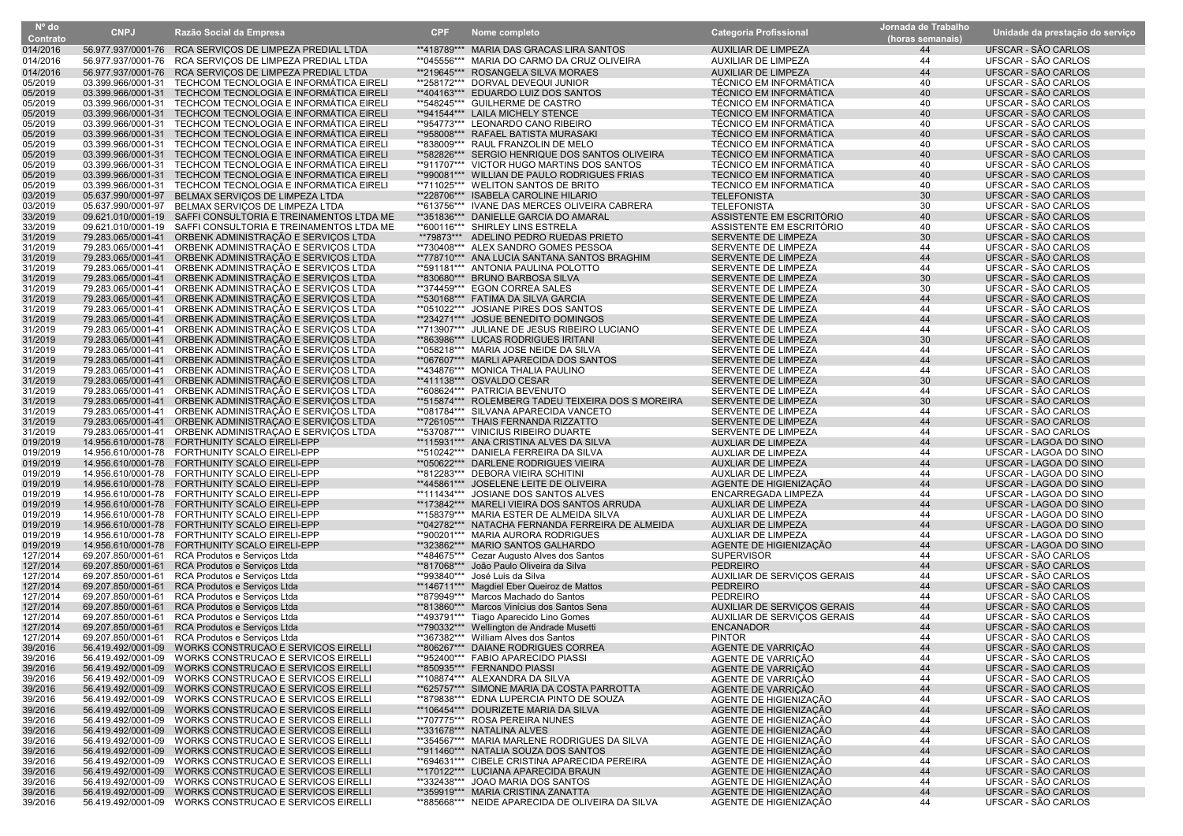| Nº do Contrato | CNPJ | Razão Social da Empresa | CPF | Nome completo | Categoria Profissional | Jornada de Trabalho (horas semanais) | Unidade da prestação do serviço |
|---|---|---|---|---|---|---|---|
| 014/2016 | 56.977.937/0001-76 | RCA SERVIÇOS DE LIMPEZA PREDIAL LTDA | **418789*** | MARIA DAS GRACAS LIRA SANTOS | AUXILIAR DE LIMPEZA | 44 | UFSCAR - SÃO CARLOS |
| 014/2016 | 56.977.937/0001-76 | RCA SERVIÇOS DE LIMPEZA PREDIAL LTDA | **045556*** | MARIA DO CARMO DA CRUZ OLIVEIRA | AUXILIAR DE LIMPEZA | 44 | UFSCAR - SÃO CARLOS |
| 014/2016 | 56.977.937/0001-76 | RCA SERVIÇOS DE LIMPEZA PREDIAL LTDA | **219645*** | ROSANGELA SILVA MORAES | AUXILIAR DE LIMPEZA | 44 | UFSCAR - SÃO CARLOS |
| 05/2019 | 03.399.966/0001-31 | TECHCOM TECNOLOGIA E INFORMÁTICA EIRELI | **258172*** | DORVAL DEVEQUI JUNIOR | TÉCNICO EM INFORMÁTICA | 40 | UFSCAR - SÃO CARLOS |
| 05/2019 | 03.399.966/0001-31 | TECHCOM TECNOLOGIA E INFORMÁTICA EIRELI | **404163*** | EDUARDO LUIZ DOS SANTOS | TÉCNICO EM INFORMÁTICA | 40 | UFSCAR - SÃO CARLOS |
| 05/2019 | 03.399.966/0001-31 | TECHCOM TECNOLOGIA E INFORMÁTICA EIRELI | **548245*** | GUILHERME DE CASTRO | TÉCNICO EM INFORMÁTICA | 40 | UFSCAR - SÃO CARLOS |
| 05/2019 | 03.399.966/0001-31 | TECHCOM TECNOLOGIA E INFORMÁTICA EIRELI | **941544*** | LAILA MICHELY STENCE | TÉCNICO EM INFORMÁTICA | 40 | UFSCAR - SÃO CARLOS |
| 05/2019 | 03.399.966/0001-31 | TECHCOM TECNOLOGIA E INFORMÁTICA EIRELI | **954773*** | LEONARDO CANO RIBEIRO | TÉCNICO EM INFORMÁTICA | 40 | UFSCAR - SÃO CARLOS |
| 05/2019 | 03.399.966/0001-31 | TECHCOM TECNOLOGIA E INFORMÁTICA EIRELI | **958008*** | RAFAEL BATISTA MURASAKI | TÉCNICO EM INFORMÁTICA | 40 | UFSCAR - SÃO CARLOS |
| 05/2019 | 03.399.966/0001-31 | TECHCOM TECNOLOGIA E INFORMÁTICA EIRELI | **838009*** | RAUL FRANZOLIN DE MELO | TÉCNICO EM INFORMÁTICA | 40 | UFSCAR - SÃO CARLOS |
| 05/2019 | 03.399.966/0001-31 | TECHCOM TECNOLOGIA E INFORMÁTICA EIRELI | **582826*** | SERGIO HENRIQUE DOS SANTOS OLIVEIRA | TÉCNICO EM INFORMÁTICA | 40 | UFSCAR - SÃO CARLOS |
| 05/2019 | 03.399.966/0001-31 | TECHCOM TECNOLOGIA E INFORMATICA EIRELI | **911707*** | VICTOR HUGO MARTINS DOS SANTOS | TECNICO EM INFORMATICA | 40 | UFSCAR - SÃO CARLOS |
| 05/2019 | 03.399.966/0001-31 | TECHCOM TECNOLOGIA E INFORMATICA EIRELI | **990081*** | WILLIAN DE PAULO RODRIGUES FRIAS | TECNICO EM INFORMATICA | 40 | UFSCAR - SÃO CARLOS |
| 05/2019 | 03.399.966/0001-31 | TECHCOM TECNOLOGIA E INFORMATICA EIRELI | **711025*** | WELITON SANTOS DE BRITO | TECNICO EM INFORMATICA | 40 | UFSCAR - SAO CARLOS |
| 03/2019 | 05.637.990/0001-97 | BELMAX SERVIÇOS DE LIMPEZA LTDA | **228706*** | ISABELA CAROLINE HILARIO | TELEFONISTA | 30 | UFSCAR - SAO CARLOS |
| 03/2019 | 05.637.990/0001-97 | BELMAX SERVIÇOS DE LIMPEZA LTDA | **613756*** | IVANE DAS MERCES OLIVEIRA CABRERA | TELEFONISTA | 30 | UFSCAR - SAO CARLOS |
| 33/2019 | 09.621.010/0001-19 | SAFFI CONSULTORIA E TREINAMENTOS LTDA ME | **351836*** | DANIELLE GARCIA DO AMARAL | ASSISTENTE EM ESCRITÓRIO | 40 | UFSCAR - SÃO CARLOS |
| 33/2019 | 09.621.010/0001-19 | SAFFI CONSULTORIA E TREINAMENTOS LTDA ME | **600116*** | SHIRLEY LINS ESTRELA | ASSISTENTE EM ESCRITÓRIO | 40 | UFSCAR - SÃO CARLOS |
| 31/2019 | 79.283.065/0001-41 | ORBENK ADMINISTRAÇÃO E SERVIÇOS LTDA | **79873*** | ADELINO PEDRO RUEDAS PRIETO | SERVENTE DE LIMPEZA | 30 | UFSCAR - SÃO CARLOS |
| 31/2019 | 79.283.065/0001-41 | ORBENK ADMINISTRAÇÃO E SERVIÇOS LTDA | **730408*** | ALEX SANDRO GOMES PESSOA | SERVENTE DE LIMPEZA | 44 | UFSCAR - SÃO CARLOS |
| 31/2019 | 79.283.065/0001-41 | ORBENK ADMINISTRAÇÃO E SERVIÇOS LTDA | **778710*** | ANA LUCIA SANTANA SANTOS BRAGHIM | SERVENTE DE LIMPEZA | 44 | UFSCAR - SÃO CARLOS |
| 31/2019 | 79.283.065/0001-41 | ORBENK ADMINISTRAÇÃO E SERVIÇOS LTDA | **591181*** | ANTONIA PAULINA POLOTTO | SERVENTE DE LIMPEZA | 44 | UFSCAR - SÃO CARLOS |
| 31/2019 | 79.283.065/0001-41 | ORBENK ADMINISTRAÇÃO E SERVIÇOS LTDA | **830680*** | BRUNO BARBOSA SILVA | SERVENTE DE LIMPEZA | 30 | UFSCAR - SÃO CARLOS |
| 31/2019 | 79.283.065/0001-41 | ORBENK ADMINISTRAÇÃO E SERVIÇOS LTDA | **374459*** | EGON CORREA SALES | SERVENTE DE LIMPEZA | 30 | UFSCAR - SÃO CARLOS |
| 31/2019 | 79.283.065/0001-41 | ORBENK ADMINISTRAÇÃO E SERVIÇOS LTDA | **530168*** | FATIMA DA SILVA GARCIA | SERVENTE DE LIMPEZA | 44 | UFSCAR - SÃO CARLOS |
| 31/2019 | 79.283.065/0001-41 | ORBENK ADMINISTRAÇÃO E SERVIÇOS LTDA | **051022*** | JOSIANE PIRES DOS SANTOS | SERVENTE DE LIMPEZA | 44 | UFSCAR - SÃO CARLOS |
| 31/2019 | 79.283.065/0001-41 | ORBENK ADMINISTRAÇÃO E SERVIÇOS LTDA | **234271*** | JOSUE BENEDITO DOMINGOS | SERVENTE DE LIMPEZA | 44 | UFSCAR - SÃO CARLOS |
| 31/2019 | 79.283.065/0001-41 | ORBENK ADMINISTRAÇÃO E SERVIÇOS LTDA | **713907*** | JULIANE DE JESUS RIBEIRO LUCIANO | SERVENTE DE LIMPEZA | 44 | UFSCAR - SÃO CARLOS |
| 31/2019 | 79.283.065/0001-41 | ORBENK ADMINISTRAÇÃO E SERVIÇOS LTDA | **863986*** | LUCAS RODRIGUES IRITANI | SERVENTE DE LIMPEZA | 30 | UFSCAR - SÃO CARLOS |
| 31/2019 | 79.283.065/0001-41 | ORBENK ADMINISTRAÇÃO E SERVIÇOS LTDA | **058218*** | MARIA JOSE NEIDE DA SILVA | SERVENTE DE LIMPEZA | 44 | UFSCAR - SÃO CARLOS |
| 31/2019 | 79.283.065/0001-41 | ORBENK ADMINISTRAÇÃO E SERVIÇOS LTDA | **067607*** | MARLI APARECIDA DOS SANTOS | SERVENTE DE LIMPEZA | 44 | UFSCAR - SÃO CARLOS |
| 31/2019 | 79.283.065/0001-41 | ORBENK ADMINISTRAÇÃO E SERVIÇOS LTDA | **434876*** | MONICA THALIA PAULINO | SERVENTE DE LIMPEZA | 44 | UFSCAR - SÃO CARLOS |
| 31/2019 | 79.283.065/0001-41 | ORBENK ADMINISTRAÇÃO E SERVIÇOS LTDA | **411138*** | OSVALDO CESAR | SERVENTE DE LIMPEZA | 30 | UFSCAR - SÃO CARLOS |
| 31/2019 | 79.283.065/0001-41 | ORBENK ADMINISTRAÇÃO E SERVIÇOS LTDA | **608624*** | PATRICIA BEVENUTO | SERVENTE DE LIMPEZA | 44 | UFSCAR - SÃO CARLOS |
| 31/2019 | 79.283.065/0001-41 | ORBENK ADMINISTRAÇÃO E SERVIÇOS LTDA | **515874*** | ROLEMBERG TADEU TEIXEIRA DOS S MOREIRA | SERVENTE DE LIMPEZA | 30 | UFSCAR - SÃO CARLOS |
| 31/2019 | 79.283.065/0001-41 | ORBENK ADMINISTRAÇÃO E SERVIÇOS LTDA | **081784*** | SILVANA APARECIDA VANCETO | SERVENTE DE LIMPEZA | 44 | UFSCAR - SÃO CARLOS |
| 31/2019 | 79.283.065/0001-41 | ORBENK ADMINISTRAÇÃO E SERVIÇOS LTDA | **726105*** | THAIS FERNANDA RIZZATTO | SERVENTE DE LIMPEZA | 44 | UFSCAR - SÃO CARLOS |
| 31/2019 | 79.283.065/0001-41 | ORBENK ADMINISTRAÇAO E SERVIÇOS LTDA | **537087*** | VINICIUS RIBEIRO DUARTE | SERVENTE DE LIMPEZA | 44 | UFSCAR - SAO CARLOS |
| 019/2019 | 14.956.610/0001-78 | FORTHUNITY SCALO EIRELI-EPP | **115931*** | ANA CRISTINA ALVES DA SILVA | AUXLIAR DE LIMPEZA | 44 | UFSCAR - LAGOA DO SINO |
| 019/2019 | 14.956.610/0001-78 | FORTHUNITY SCALO EIRELI-EPP | **510242*** | DANIELA FERREIRA DA SILVA | AUXLIAR DE LIMPEZA | 44 | UFSCAR - LAGOA DO SINO |
| 019/2019 | 14.956.610/0001-78 | FORTHUNITY SCALO EIRELI-EPP | **050622*** | DARLENE RODRIGUES VIEIRA | AUXLIAR DE LIMPEZA | 44 | UFSCAR - LAGOA DO SINO |
| 019/2019 | 14.956.610/0001-78 | FORTHUNITY SCALO EIRELI-EPP | **812283*** | DEBORA VIEIRA SCHITINI | AUXLIAR DE LIMPEZA | 44 | UFSCAR - LAGOA DO SINO |
| 019/2019 | 14.956.610/0001-78 | FORTHUNITY SCALO EIRELI-EPP | **445861*** | JOSELENE LEITE DE OLIVEIRA | AGENTE DE HIGIENIZAÇÃO | 44 | UFSCAR - LAGOA DO SINO |
| 019/2019 | 14.956.610/0001-78 | FORTHUNITY SCALO EIRELI-EPP | **111434*** | JOSIANE DOS SANTOS ALVES | ENCARREGADA LIMPEZA | 44 | UFSCAR - LAGOA DO SINO |
| 019/2019 | 14.956.610/0001-78 | FORTHUNITY SCALO EIRELI-EPP | **173842*** | MARELI VIEIRA DOS SANTOS ARRUDA | AUXLIAR DE LIMPEZA | 44 | UFSCAR - LAGOA DO SINO |
| 019/2019 | 14.956.610/0001-78 | FORTHUNITY SCALO EIRELI-EPP | **158379*** | MARIA ESTER DE ALMEIDA SILVA | AUXLIAR DE LIMPEZA | 44 | UFSCAR - LAGOA DO SINO |
| 019/2019 | 14.956.610/0001-78 | FORTHUNITY SCALO EIRELI-EPP | **042782*** | NATACHA FERNANDA FERREIRA DE ALMEIDA | AUXLIAR DE LIMPEZA | 44 | UFSCAR - LAGOA DO SINO |
| 019/2019 | 14.956.610/0001-78 | FORTHUNITY SCALO EIRELI-EPP | **900201*** | MARIA AURORA RODRIGUES | AUXLIAR DE LIMPEZA | 44 | UFSCAR - LAGOA DO SINO |
| 019/2019 | 14.956.610/0001-78 | FORTHUNITY SCALO EIRELI-EPP | **323862*** | MARIO SANTOS GALHARDO | AGENTE DE HIGIENIZAÇÃO | 44 | UFSCAR - LAGOA DO SINO |
| 127/2014 | 69.207.850/0001-61 | RCA Produtos e Serviços Ltda | **484675*** | Cezar Augusto Alves dos Santos | SUPERVISOR | 44 | UFSCAR - SÃO CARLOS |
| 127/2014 | 69.207.850/0001-61 | RCA Produtos e Serviços Ltda | **817068*** | João Paulo Oliveira da Silva | PEDREIRO | 44 | UFSCAR - SÃO CARLOS |
| 127/2014 | 69.207.850/0001-61 | RCA Produtos e Serviços Ltda | **993840*** | José Luis da Silva | AUXILIAR DE SERVIÇOS GERAIS | 44 | UFSCAR - SÃO CARLOS |
| 127/2014 | 69.207.850/0001-61 | RCA Produtos e Serviços Ltda | **146711*** | Magdiel Eber Queiroz de Mattos | PEDREIRO | 44 | UFSCAR - SÃO CARLOS |
| 127/2014 | 69.207.850/0001-61 | RCA Produtos e Serviços Ltda | **879949*** | Marcos Machado do Santos | PEDREIRO | 44 | UFSCAR - SÃO CARLOS |
| 127/2014 | 69.207.850/0001-61 | RCA Produtos e Serviços Ltda | **813860*** | Marcos Vinicius dos Santos Sena | AUXILIAR DE SERVIÇOS GERAIS | 44 | UFSCAR - SÃO CARLOS |
| 127/2014 | 69.207.850/0001-61 | RCA Produtos e Serviços Ltda | **493791*** | Tiago Aparecido Lino Gomes | AUXILIAR DE SERVIÇOS GERAIS | 44 | UFSCAR - SÃO CARLOS |
| 127/2014 | 69.207.850/0001-61 | RCA Produtos e Serviços Ltda | **790332*** | Wellington de Andrade Musetti | ENCANADOR | 44 | UFSCAR - SÃO CARLOS |
| 127/2014 | 69.207.850/0001-61 | RCA Produtos e Serviços Ltda | **367382*** | William Alves dos Santos | PINTOR | 44 | UFSCAR - SÃO CARLOS |
| 39/2016 | 56.419.492/0001-09 | WORKS CONSTRUCAO E SERVICOS EIRELLI | **806267*** | DAIANE RODRIGUES CORREA | AGENTE DE VARRIÇÃO | 44 | UFSCAR - SÃO CARLOS |
| 39/2016 | 56.419.492/0001-09 | WORKS CONSTRUCAO E SERVICOS EIRELLI | **952400*** | FABIO APARECIDO PIASSI | AGENTE DE VARRIÇÃO | 44 | UFSCAR - SÃO CARLOS |
| 39/2016 | 56.419.492/0001-09 | WORKS CONSTRUCAO E SERVICOS EIRELLI | **850935*** | FERNANDO PIASSI | AGENTE DE VARRIÇÃO | 44 | UFSCAR - SÃO CARLOS |
| 39/2016 | 56.419.492/0001-09 | WORKS CONSTRUCAO E SERVICOS EIRELLI | **108874*** | ALEXANDRA DA SILVA | AGENTE DE VARRIÇÃO | 44 | UFSCAR - SAO CARLOS |
| 39/2016 | 56.419.492/0001-09 | WORKS CONSTRUCAO E SERVICOS EIRELLI | **625757*** | SIMONE MARIA DA COSTA PARROTTA | AGENTE DE VARRIÇÃO | 44 | UFSCAR - SÃO CARLOS |
| 39/2016 | 56.419.492/0001-09 | WORKS CONSTRUCAO E SERVICOS EIRELLI | **879838*** | EDNA LUPERCIA PINTO DE SOUZA | AGENTE DE HIGIENIZAÇÃO | 44 | UFSCAR - SAO CARLOS |
| 39/2016 | 56.419.492/0001-09 | WORKS CONSTRUCAO E SERVICOS EIRELLI | **106454*** | DOURIZETE MARIA DA SILVA | AGENTE DE HIGIENIZAÇÃO | 44 | UFSCAR - SÃO CARLOS |
| 39/2016 | 56.419.492/0001-09 | WORKS CONSTRUCAO E SERVICOS EIRELLI | **707775*** | ROSA PEREIRA NUNES | AGENTE DE HIGIENIZAÇÃO | 44 | UFSCAR - SÃO CARLOS |
| 39/2016 | 56.419.492/0001-09 | WORKS CONSTRUCAO E SERVICOS EIRELLI | **331678*** | NATALINA ALVES | AGENTE DE HIGIENIZAÇÃO | 44 | UFSCAR - SÃO CARLOS |
| 39/2016 | 56.419.492/0001-09 | WORKS CONSTRUCAO E SERVICOS EIRELLI | **354567*** | MARIA MARLENE RODRIGUES DA SILVA | AGENTE DE HIGIENIZAÇÃO | 44 | UFSCAR - SÃO CARLOS |
| 39/2016 | 56.419.492/0001-09 | WORKS CONSTRUCAO E SERVICOS EIRELLI | **911460*** | NATALIA SOUZA DOS SANTOS | AGENTE DE HIGIENIZAÇÃO | 44 | UFSCAR - SÃO CARLOS |
| 39/2016 | 56.419.492/0001-09 | WORKS CONSTRUCAO E SERVICOS EIRELLI | **694631*** | CIBELE CRISTINA APARECIDA PEREIRA | AGENTE DE HIGIENIZAÇÃO | 44 | UFSCAR - SÃO CARLOS |
| 39/2016 | 56.419.492/0001-09 | WORKS CONSTRUCAO E SERVICOS EIRELLI | **170122*** | LUCIANA APARECIDA BRAUN | AGENTE DE HIGIENIZAÇÃO | 44 | UFSCAR - SÃO CARLOS |
| 39/2016 | 56.419.492/0001-09 | WORKS CONSTRUCAO E SERVICOS EIRELLI | **332438*** | JOAO MARIA DOS SANTOS | AGENTE DE HIGIENIZAÇÃO | 44 | UFSCAR - SÃO CARLOS |
| 39/2016 | 56.419.492/0001-09 | WORKS CONSTRUCAO E SERVICOS EIRELLI | **359919*** | MARIA CRISTINA ZANATTA | AGENTE DE HIGIENIZAÇÃO | 44 | UFSCAR - SÃO CARLOS |
| 39/2016 | 56.419.492/0001-09 | WORKS CONSTRUCAO E SERVICOS EIRELLI | **885668*** | NEIDE APARECIDA DE OLIVEIRA DA SILVA | AGENTE DE HIGIENIZAÇÃO | 44 | UFSCAR - SÃO CARLOS |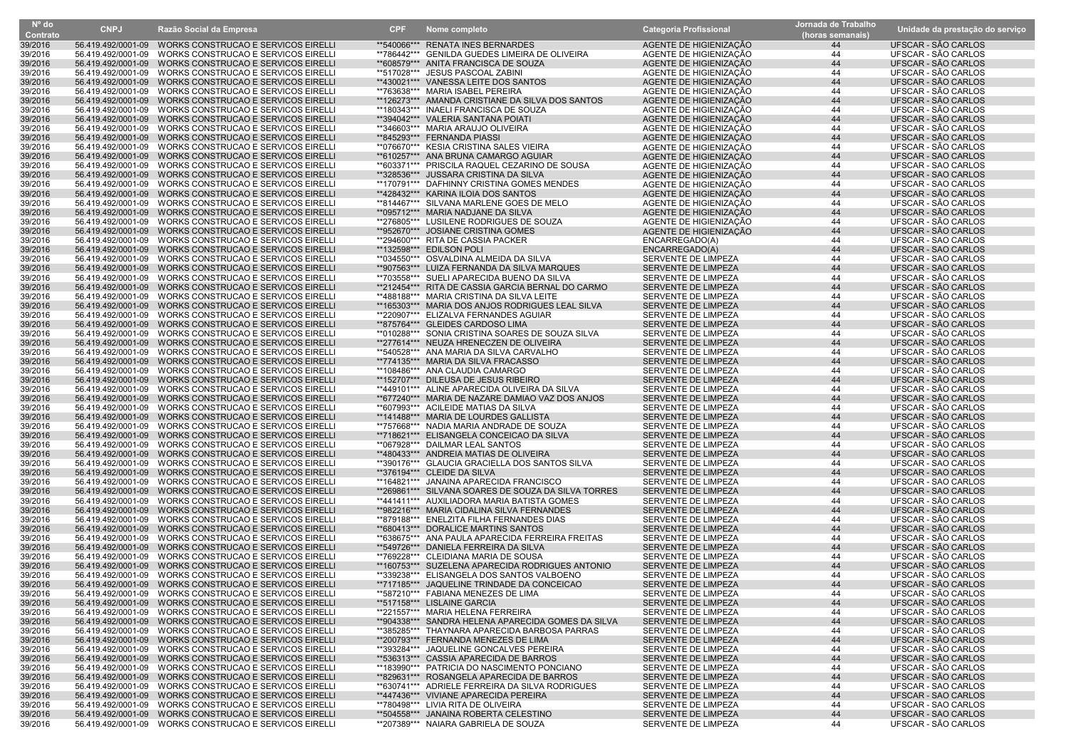| Nº do Contrato | CNPJ | Razão Social da Empresa | CPF | Nome completo | Categoria Profissional | Jornada de Trabalho (horas semanais) | Unidade da prestação do serviço |
|---|---|---|---|---|---|---|---|
| 39/2016 | 56.419.492/0001-09 | WORKS CONSTRUCAO E SERVICOS EIRELLI | **540066*** | RENATA INES BERNARDES | AGENTE DE HIGIENIZAÇÃO | 44 | UFSCAR - SÃO CARLOS |
| 39/2016 | 56.419.492/0001-09 | WORKS CONSTRUCAO E SERVICOS EIRELLI | **786442*** | GENILDA GUEDES LIMEIRA DE OLIVEIRA | AGENTE DE HIGIENIZAÇÃO | 44 | UFSCAR - SÃO CARLOS |
| 39/2016 | 56.419.492/0001-09 | WORKS CONSTRUCAO E SERVICOS EIRELLI | **608579*** | ANITA FRANCISCA DE SOUZA | AGENTE DE HIGIENIZAÇÃO | 44 | UFSCAR - SÃO CARLOS |
| 39/2016 | 56.419.492/0001-09 | WORKS CONSTRUCAO E SERVICOS EIRELLI | **517028*** | JESUS PASCOAL ZABINI | AGENTE DE HIGIENIZAÇÃO | 44 | UFSCAR - SÃO CARLOS |
| 39/2016 | 56.419.492/0001-09 | WORKS CONSTRUCAO E SERVICOS EIRELLI | **430021*** | VANESSA LEITE DOS SANTOS | AGENTE DE HIGIENIZAÇÃO | 44 | UFSCAR - SÃO CARLOS |
| 39/2016 | 56.419.492/0001-09 | WORKS CONSTRUCAO E SERVICOS EIRELLI | **763638*** | MARIA ISABEL PEREIRA | AGENTE DE HIGIENIZAÇÃO | 44 | UFSCAR - SÃO CARLOS |
| 39/2016 | 56.419.492/0001-09 | WORKS CONSTRUCAO E SERVICOS EIRELLI | **126273*** | AMANDA CRISTIANE DA SILVA DOS SANTOS | AGENTE DE HIGIENIZAÇÃO | 44 | UFSCAR - SÃO CARLOS |
| 39/2016 | 56.419.492/0001-09 | WORKS CONSTRUCAO E SERVICOS EIRELLI | **180343*** | INAELI FRANCISCA DE SOUZA | AGENTE DE HIGIENIZAÇÃO | 44 | UFSCAR - SÃO CARLOS |
| 39/2016 | 56.419.492/0001-09 | WORKS CONSTRUCAO E SERVICOS EIRELLI | **394042*** | VALERIA SANTANA POIATI | AGENTE DE HIGIENIZAÇÃO | 44 | UFSCAR - SÃO CARLOS |
| 39/2016 | 56.419.492/0001-09 | WORKS CONSTRUCAO E SERVICOS EIRELLI | **346603*** | MARIA ARAUJO OLIVEIRA | AGENTE DE HIGIENIZAÇÃO | 44 | UFSCAR - SÃO CARLOS |
| 39/2016 | 56.419.492/0001-09 | WORKS CONSTRUCAO E SERVICOS EIRELLI | **845293*** | FERNANDA PIASSI | AGENTE DE HIGIENIZAÇÃO | 44 | UFSCAR - SÃO CARLOS |
| 39/2016 | 56.419.492/0001-09 | WORKS CONSTRUCAO E SERVICOS EIRELLI | **076670*** | KESIA CRISTINA SALES VIEIRA | AGENTE DE HIGIENIZAÇÃO | 44 | UFSCAR - SÃO CARLOS |
| 39/2016 | 56.419.492/0001-09 | WORKS CONSTRUCAO E SERVICOS EIRELLI | **610257*** | ANA BRUNA CAMARGO AGUIAR | AGENTE DE HIGIENIZAÇÃO | 44 | UFSCAR - SAO CARLOS |
| 39/2016 | 56.419.492/0001-09 | WORKS CONSTRUCAO E SERVICOS EIRELLI | **603371*** | PRISCILA RAQUEL CEZARINO DE SOUSA | AGENTE DE HIGIENIZAÇÃO | 44 | UFSCAR - SAO CARLOS |
| 39/2016 | 56.419.492/0001-09 | WORKS CONSTRUCAO E SERVICOS EIRELLI | **328536*** | JUSSARA CRISTINA DA SILVA | AGENTE DE HIGIENIZAÇÃO | 44 | UFSCAR - SAO CARLOS |
| 39/2016 | 56.419.492/0001-09 | WORKS CONSTRUCAO E SERVICOS EIRELLI | **170791*** | DAFHINNY CRISTINA GOMES MENDES | AGENTE DE HIGIENIZAÇÃO | 44 | UFSCAR - SAO CARLOS |
| 39/2016 | 56.419.492/0001-09 | WORKS CONSTRUCAO E SERVICOS EIRELLI | **428432*** | KARINA ILOIA DOS SANTOS | AGENTE DE HIGIENIZAÇÃO | 44 | UFSCAR - SAO CARLOS |
| 39/2016 | 56.419.492/0001-09 | WORKS CONSTRUCAO E SERVICOS EIRELLI | **814467*** | SILVANA MARLENE GOES DE MELO | AGENTE DE HIGIENIZAÇÃO | 44 | UFSCAR - SAO CARLOS |
| 39/2016 | 56.419.492/0001-09 | WORKS CONSTRUCAO E SERVICOS EIRELLI | **095712*** | MARIA NADJANE DA SILVA | AGENTE DE HIGIENIZAÇÃO | 44 | UFSCAR - SÃO CARLOS |
| 39/2016 | 56.419.492/0001-09 | WORKS CONSTRUCAO E SERVICOS EIRELLI | **276805*** | LUSILENE RODRIGUES DE SOUZA | AGENTE DE HIGIENIZAÇÃO | 44 | UFSCAR - SÃO CARLOS |
| 39/2016 | 56.419.492/0001-09 | WORKS CONSTRUCAO E SERVICOS EIRELLI | **952670*** | JOSIANE CRISTINA GOMES | AGENTE DE HIGIENIZAÇÃO | 44 | UFSCAR - SÃO CARLOS |
| 39/2016 | 56.419.492/0001-09 | WORKS CONSTRUCAO E SERVICOS EIRELLI | **294600*** | RITA DE CASSIA PACKER | ENCARREGADO(A) | 44 | UFSCAR - SAO CARLOS |
| 39/2016 | 56.419.492/0001-09 | WORKS CONSTRUCAO E SERVICOS EIRELLI | **132598*** | EDILSON POLI | ENCARREGADO(A) | 44 | UFSCAR - SAO CARLOS |
| 39/2016 | 56.419.492/0001-09 | WORKS CONSTRUCAO E SERVICOS EIRELLI | **034550*** | OSVALDINA ALMEIDA DA SILVA | SERVENTE DE LIMPEZA | 44 | UFSCAR - SAO CARLOS |
| 39/2016 | 56.419.492/0001-09 | WORKS CONSTRUCAO E SERVICOS EIRELLI | **907563*** | LUIZA FERNANDA DA SILVA MARQUES | SERVENTE DE LIMPEZA | 44 | UFSCAR - SAO CARLOS |
| 39/2016 | 56.419.492/0001-09 | WORKS CONSTRUCAO E SERVICOS EIRELLI | **703558*** | SUELI APARECIDA BUENO DA SILVA | SERVENTE DE LIMPEZA | 44 | UFSCAR - SÃO CARLOS |
| 39/2016 | 56.419.492/0001-09 | WORKS CONSTRUCAO E SERVICOS EIRELLI | **212454*** | RITA DE CASSIA GARCIA BERNAL DO CARMO | SERVENTE DE LIMPEZA | 44 | UFSCAR - SÃO CARLOS |
| 39/2016 | 56.419.492/0001-09 | WORKS CONSTRUCAO E SERVICOS EIRELLI | **488188*** | MARIA CRISTINA DA SILVA LEITE | SERVENTE DE LIMPEZA | 44 | UFSCAR - SÃO CARLOS |
| 39/2016 | 56.419.492/0001-09 | WORKS CONSTRUCAO E SERVICOS EIRELLI | **165303*** | MARIA DOS ANJOS RODRIGUES LEAL SILVA | SERVENTE DE LIMPEZA | 44 | UFSCAR - SÃO CARLOS |
| 39/2016 | 56.419.492/0001-09 | WORKS CONSTRUCAO E SERVICOS EIRELLI | **220907*** | ELIZALVA FERNANDES AGUIAR | SERVENTE DE LIMPEZA | 44 | UFSCAR - SÃO CARLOS |
| 39/2016 | 56.419.492/0001-09 | WORKS CONSTRUCAO E SERVICOS EIRELLI | **875764*** | GLEIDES CARDOSO LIMA | SERVENTE DE LIMPEZA | 44 | UFSCAR - SÃO CARLOS |
| 39/2016 | 56.419.492/0001-09 | WORKS CONSTRUCAO E SERVICOS EIRELLI | **010288*** | SONIA CRISTINA SOARES DE SOUZA SILVA | SERVENTE DE LIMPEZA | 44 | UFSCAR - SÃO CARLOS |
| 39/2016 | 56.419.492/0001-09 | WORKS CONSTRUCAO E SERVICOS EIRELLI | **277614*** | NEUZA HRENECZEN DE OLIVEIRA | SERVENTE DE LIMPEZA | 44 | UFSCAR - SÃO CARLOS |
| 39/2016 | 56.419.492/0001-09 | WORKS CONSTRUCAO E SERVICOS EIRELLI | **540528*** | ANA MARIA DA SILVA CARVALHO | SERVENTE DE LIMPEZA | 44 | UFSCAR - SÃO CARLOS |
| 39/2016 | 56.419.492/0001-09 | WORKS CONSTRUCAO E SERVICOS EIRELLI | **774135*** | MARIA DA SILVA FRACASSO | SERVENTE DE LIMPEZA | 44 | UFSCAR - SÃO CARLOS |
| 39/2016 | 56.419.492/0001-09 | WORKS CONSTRUCAO E SERVICOS EIRELLI | **108486*** | ANA CLAUDIA CAMARGO | SERVENTE DE LIMPEZA | 44 | UFSCAR - SÃO CARLOS |
| 39/2016 | 56.419.492/0001-09 | WORKS CONSTRUCAO E SERVICOS EIRELLI | **152707*** | DILEUSA DE JESUS RIBEIRO | SERVENTE DE LIMPEZA | 44 | UFSCAR - SÃO CARLOS |
| 39/2016 | 56.419.492/0001-09 | WORKS CONSTRUCAO E SERVICOS EIRELLI | **449101*** | ALINE APARECIDA OLIVEIRA DA SILVA | SERVENTE DE LIMPEZA | 44 | UFSCAR - SÃO CARLOS |
| 39/2016 | 56.419.492/0001-09 | WORKS CONSTRUCAO E SERVICOS EIRELLI | **677240*** | MARIA DE NAZARE DAMIAO VAZ DOS ANJOS | SERVENTE DE LIMPEZA | 44 | UFSCAR - SÃO CARLOS |
| 39/2016 | 56.419.492/0001-09 | WORKS CONSTRUCAO E SERVICOS EIRELLI | **607993*** | ACILEIDE MATIAS DA SILVA | SERVENTE DE LIMPEZA | 44 | UFSCAR - SÃO CARLOS |
| 39/2016 | 56.419.492/0001-09 | WORKS CONSTRUCAO E SERVICOS EIRELLI | **141488*** | MARIA DE LOURDES GALLISTA | SERVENTE DE LIMPEZA | 44 | UFSCAR - SÃO CARLOS |
| 39/2016 | 56.419.492/0001-09 | WORKS CONSTRUCAO E SERVICOS EIRELLI | **757668*** | NADIA MARIA ANDRADE DE SOUZA | SERVENTE DE LIMPEZA | 44 | UFSCAR - SÃO CARLOS |
| 39/2016 | 56.419.492/0001-09 | WORKS CONSTRUCAO E SERVICOS EIRELLI | **718621*** | ELISANGELA CONCEICAO DA SILVA | SERVENTE DE LIMPEZA | 44 | UFSCAR - SÃO CARLOS |
| 39/2016 | 56.419.492/0001-09 | WORKS CONSTRUCAO E SERVICOS EIRELLI | **067928*** | DAILMAR LEAL SANTOS | SERVENTE DE LIMPEZA | 44 | UFSCAR - SÃO CARLOS |
| 39/2016 | 56.419.492/0001-09 | WORKS CONSTRUCAO E SERVICOS EIRELLI | **480433*** | ANDREIA MATIAS DE OLIVEIRA | SERVENTE DE LIMPEZA | 44 | UFSCAR - SÃO CARLOS |
| 39/2016 | 56.419.492/0001-09 | WORKS CONSTRUCAO E SERVICOS EIRELLI | **390176*** | GLAUCIA GRACIELLA DOS SANTOS SILVA | SERVENTE DE LIMPEZA | 44 | UFSCAR - SÃO CARLOS |
| 39/2016 | 56.419.492/0001-09 | WORKS CONSTRUCAO E SERVICOS EIRELLI | **376194*** | CLEIDE DA SILVA | SERVENTE DE LIMPEZA | 44 | UFSCAR - SAO CARLOS |
| 39/2016 | 56.419.492/0001-09 | WORKS CONSTRUCAO E SERVICOS EIRELLI | **164821*** | JANAINA APARECIDA FRANCISCO | SERVENTE DE LIMPEZA | 44 | UFSCAR - SAO CARLOS |
| 39/2016 | 56.419.492/0001-09 | WORKS CONSTRUCAO E SERVICOS EIRELLI | **269861*** | SILVANA SOARES DE SOUZA DA SILVA TORRES | SERVENTE DE LIMPEZA | 44 | UFSCAR - SAO CARLOS |
| 39/2016 | 56.419.492/0001-09 | WORKS CONSTRUCAO E SERVICOS EIRELLI | **441411*** | AUXILIADORA MARIA BATISTA GOMES | SERVENTE DE LIMPEZA | 44 | UFSCAR - SÃO CARLOS |
| 39/2016 | 56.419.492/0001-09 | WORKS CONSTRUCAO E SERVICOS EIRELLI | **982216*** | MARIA CIDALINA SILVA FERNANDES | SERVENTE DE LIMPEZA | 44 | UFSCAR - SÃO CARLOS |
| 39/2016 | 56.419.492/0001-09 | WORKS CONSTRUCAO E SERVICOS EIRELLI | **879188*** | ENELZITA FILHA FERNANDES DIAS | SERVENTE DE LIMPEZA | 44 | UFSCAR - SÃO CARLOS |
| 39/2016 | 56.419.492/0001-09 | WORKS CONSTRUCAO E SERVICOS EIRELLI | **680413*** | DORALICE MARTINS SANTOS | SERVENTE DE LIMPEZA | 44 | UFSCAR - SÃO CARLOS |
| 39/2016 | 56.419.492/0001-09 | WORKS CONSTRUCAO E SERVICOS EIRELLI | **638675*** | ANA PAULA APARECIDA FERREIRA FREITAS | SERVENTE DE LIMPEZA | 44 | UFSCAR - SÃO CARLOS |
| 39/2016 | 56.419.492/0001-09 | WORKS CONSTRUCAO E SERVICOS EIRELLI | **549726*** | DANIELA FERREIRA DA SILVA | SERVENTE DE LIMPEZA | 44 | UFSCAR - SÃO CARLOS |
| 39/2016 | 56.419.492/0001-09 | WORKS CONSTRUCAO E SERVICOS EIRELLI | **769228*** | CLEIDIANA MARIA DE SOUSA | SERVENTE DE LIMPEZA | 44 | UFSCAR - SÃO CARLOS |
| 39/2016 | 56.419.492/0001-09 | WORKS CONSTRUCAO E SERVICOS EIRELLI | **160753*** | SUZELENA APARECIDA RODRIGUES ANTONIO | SERVENTE DE LIMPEZA | 44 | UFSCAR - SÃO CARLOS |
| 39/2016 | 56.419.492/0001-09 | WORKS CONSTRUCAO E SERVICOS EIRELLI | **339238*** | ELISANGELA DOS SANTOS VALBOENO | SERVENTE DE LIMPEZA | 44 | UFSCAR - SÃO CARLOS |
| 39/2016 | 56.419.492/0001-09 | WORKS CONSTRUCAO E SERVICOS EIRELLI | **717185*** | JAQUELINE TRINDADE DA CONCEICAO | SERVENTE DE LIMPEZA | 44 | UFSCAR - SÃO CARLOS |
| 39/2016 | 56.419.492/0001-09 | WORKS CONSTRUCAO E SERVICOS EIRELLI | **587210*** | FABIANA MENEZES DE LIMA | SERVENTE DE LIMPEZA | 44 | UFSCAR - SÃO CARLOS |
| 39/2016 | 56.419.492/0001-09 | WORKS CONSTRUCAO E SERVICOS EIRELLI | **517158*** | LISLAINE GARCIA | SERVENTE DE LIMPEZA | 44 | UFSCAR - SÃO CARLOS |
| 39/2016 | 56.419.492/0001-09 | WORKS CONSTRUCAO E SERVICOS EIRELLI | **221557*** | MARIA HELENA FERREIRA | SERVENTE DE LIMPEZA | 44 | UFSCAR - SÃO CARLOS |
| 39/2016 | 56.419.492/0001-09 | WORKS CONSTRUCAO E SERVICOS EIRELLI | **904338*** | SANDRA HELENA APARECIDA GOMES DA SILVA | SERVENTE DE LIMPEZA | 44 | UFSCAR - SÃO CARLOS |
| 39/2016 | 56.419.492/0001-09 | WORKS CONSTRUCAO E SERVICOS EIRELLI | **385285*** | THAYNARA APARECIDA BARBOSA PARRAS | SERVENTE DE LIMPEZA | 44 | UFSCAR - SÃO CARLOS |
| 39/2016 | 56.419.492/0001-09 | WORKS CONSTRUCAO E SERVICOS EIRELLI | **200793*** | FERNANDA MENEZES DE LIMA | SERVENTE DE LIMPEZA | 44 | UFSCAR - SÃO CARLOS |
| 39/2016 | 56.419.492/0001-09 | WORKS CONSTRUCAO E SERVICOS EIRELLI | **393284*** | JAQUELINE GONCALVES PEREIRA | SERVENTE DE LIMPEZA | 44 | UFSCAR - SÃO CARLOS |
| 39/2016 | 56.419.492/0001-09 | WORKS CONSTRUCAO E SERVICOS EIRELLI | **536313*** | CASSIA APARECIDA DE BARROS | SERVENTE DE LIMPEZA | 44 | UFSCAR - SÃO CARLOS |
| 39/2016 | 56.419.492/0001-09 | WORKS CONSTRUCAO E SERVICOS EIRELLI | **183990*** | PATRICIA DO NASCIMENTO PONCIANO | SERVENTE DE LIMPEZA | 44 | UFSCAR - SÃO CARLOS |
| 39/2016 | 56.419.492/0001-09 | WORKS CONSTRUCAO E SERVICOS EIRELLI | **829631*** | ROSANGELA APARECIDA DE BARROS | SERVENTE DE LIMPEZA | 44 | UFSCAR - SÃO CARLOS |
| 39/2016 | 56.419.492/0001-09 | WORKS CONSTRUCAO E SERVICOS EIRELLI | **630741*** | ADRIELE FERREIRA DA SILVA RODRIGUES | SERVENTE DE LIMPEZA | 44 | UFSCAR - SAO CARLOS |
| 39/2016 | 56.419.492/0001-09 | WORKS CONSTRUCAO E SERVICOS EIRELLI | **447436*** | VIVIANE APARECIDA PEREIRA | SERVENTE DE LIMPEZA | 44 | UFSCAR - SAO CARLOS |
| 39/2016 | 56.419.492/0001-09 | WORKS CONSTRUCAO E SERVICOS EIRELLI | **780498*** | LIVIA RITA DE OLIVEIRA | SERVENTE DE LIMPEZA | 44 | UFSCAR - SAO CARLOS |
| 39/2016 | 56.419.492/0001-09 | WORKS CONSTRUCAO E SERVICOS EIRELLI | **504558*** | JANAINA ROBERTA CELESTINO | SERVENTE DE LIMPEZA | 44 | UFSCAR - SAO CARLOS |
| 39/2016 | 56.419.492/0001-09 | WORKS CONSTRUCAO E SERVICOS EIRELLI | **207389*** | NAIARA GABRIELA DE SOUZA | SERVENTE DE LIMPEZA | 44 | UFSCAR - SÃO CARLOS |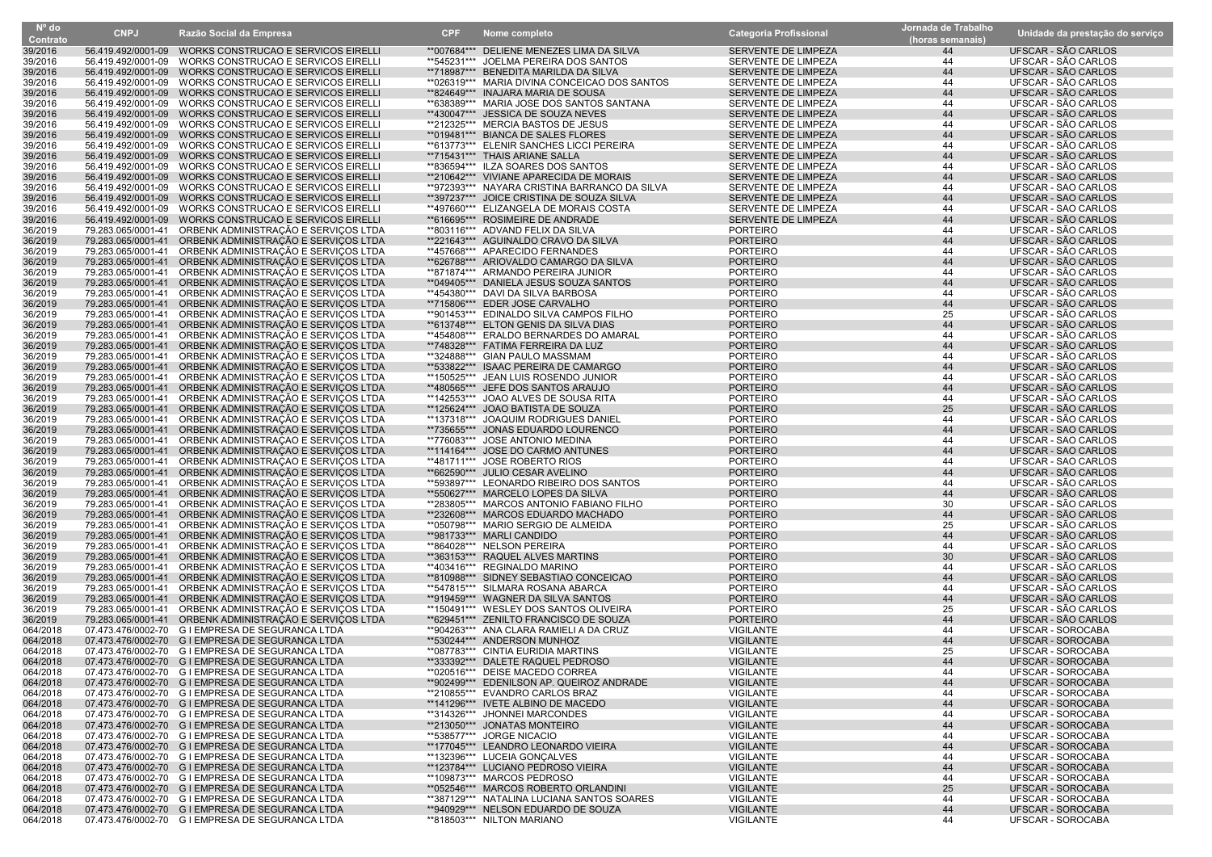| Nº do Contrato | CNPJ | Razão Social da Empresa | CPF | Nome completo | Categoria Profissional | Jornada de Trabalho (horas semanais) | Unidade da prestação do serviço |
|---|---|---|---|---|---|---|---|
| 39/2016 | 56.419.492/0001-09 | WORKS CONSTRUCAO E SERVICOS EIRELLI | **007684*** | DELIENE MENEZES LIMA DA SILVA | SERVENTE DE LIMPEZA | 44 | UFSCAR - SÃO CARLOS |
| 39/2016 | 56.419.492/0001-09 | WORKS CONSTRUCAO E SERVICOS EIRELLI | **545231*** | JOELMA PEREIRA DOS SANTOS | SERVENTE DE LIMPEZA | 44 | UFSCAR - SÃO CARLOS |
| 39/2016 | 56.419.492/0001-09 | WORKS CONSTRUCAO E SERVICOS EIRELLI | **718987*** | BENEDITA MARILDA DA SILVA | SERVENTE DE LIMPEZA | 44 | UFSCAR - SÃO CARLOS |
| 39/2016 | 56.419.492/0001-09 | WORKS CONSTRUCAO E SERVICOS EIRELLI | **026319*** | MARIA DIVINA CONCEICAO DOS SANTOS | SERVENTE DE LIMPEZA | 44 | UFSCAR - SÃO CARLOS |
| 39/2016 | 56.419.492/0001-09 | WORKS CONSTRUCAO E SERVICOS EIRELLI | **824649*** | INAJARA MARIA DE SOUSA | SERVENTE DE LIMPEZA | 44 | UFSCAR - SÃO CARLOS |
| 39/2016 | 56.419.492/0001-09 | WORKS CONSTRUCAO E SERVICOS EIRELLI | **638389*** | MARIA JOSE DOS SANTOS SANTANA | SERVENTE DE LIMPEZA | 44 | UFSCAR - SÃO CARLOS |
| 39/2016 | 56.419.492/0001-09 | WORKS CONSTRUCAO E SERVICOS EIRELLI | **430047*** | JESSICA DE SOUZA NEVES | SERVENTE DE LIMPEZA | 44 | UFSCAR - SÃO CARLOS |
| 39/2016 | 56.419.492/0001-09 | WORKS CONSTRUCAO E SERVICOS EIRELLI | **212325*** | MERCIA BASTOS DE JESUS | SERVENTE DE LIMPEZA | 44 | UFSCAR - SÃO CARLOS |
| 39/2016 | 56.419.492/0001-09 | WORKS CONSTRUCAO E SERVICOS EIRELLI | **019481*** | BIANCA DE SALES FLORES | SERVENTE DE LIMPEZA | 44 | UFSCAR - SÃO CARLOS |
| 39/2016 | 56.419.492/0001-09 | WORKS CONSTRUCAO E SERVICOS EIRELLI | **613773*** | ELENIR SANCHES LICCI PEREIRA | SERVENTE DE LIMPEZA | 44 | UFSCAR - SÃO CARLOS |
| 39/2016 | 56.419.492/0001-09 | WORKS CONSTRUCAO E SERVICOS EIRELLI | **715431*** | THAIS ARIANE SALLA | SERVENTE DE LIMPEZA | 44 | UFSCAR - SÃO CARLOS |
| 39/2016 | 56.419.492/0001-09 | WORKS CONSTRUCAO E SERVICOS EIRELLI | **836594*** | ILZA SOARES DOS SANTOS | SERVENTE DE LIMPEZA | 44 | UFSCAR - SÃO CARLOS |
| 39/2016 | 56.419.492/0001-09 | WORKS CONSTRUCAO E SERVICOS EIRELLI | **210642*** | VIVIANE APARECIDA DE MORAIS | SERVENTE DE LIMPEZA | 44 | UFSCAR - SAO CARLOS |
| 39/2016 | 56.419.492/0001-09 | WORKS CONSTRUCAO E SERVICOS EIRELLI | **972393*** | NAYARA CRISTINA BARRANCO DA SILVA | SERVENTE DE LIMPEZA | 44 | UFSCAR - SAO CARLOS |
| 39/2016 | 56.419.492/0001-09 | WORKS CONSTRUCAO E SERVICOS EIRELLI | **397237*** | JOICE CRISTINA DE SOUZA SILVA | SERVENTE DE LIMPEZA | 44 | UFSCAR - SAO CARLOS |
| 39/2016 | 56.419.492/0001-09 | WORKS CONSTRUCAO E SERVICOS EIRELLI | **497660*** | ELIZANGELA DE MORAIS COSTA | SERVENTE DE LIMPEZA | 44 | UFSCAR - SAO CARLOS |
| 39/2016 | 56.419.492/0001-09 | WORKS CONSTRUCAO E SERVICOS EIRELLI | **616695*** | ROSIMEIRE DE ANDRADE | SERVENTE DE LIMPEZA | 44 | UFSCAR - SAO CARLOS |
| 36/2019 | 79.283.065/0001-41 | ORBENK ADMINISTRAÇÃO E SERVIÇOS LTDA | **803116*** | ADVAND FELIX DA SILVA | PORTEIRO | 44 | UFSCAR - SÃO CARLOS |
| 36/2019 | 79.283.065/0001-41 | ORBENK ADMINISTRAÇÃO E SERVIÇOS LTDA | **221643*** | AGUINALDO CRAVO DA SILVA | PORTEIRO | 44 | UFSCAR - SÃO CARLOS |
| 36/2019 | 79.283.065/0001-41 | ORBENK ADMINISTRAÇÃO E SERVIÇOS LTDA | **457668*** | APARECIDO FERNANDES | PORTEIRO | 44 | UFSCAR - SÃO CARLOS |
| 36/2019 | 79.283.065/0001-41 | ORBENK ADMINISTRAÇÃO E SERVIÇOS LTDA | **626788*** | ARIOVALDO CAMARGO DA SILVA | PORTEIRO | 44 | UFSCAR - SÃO CARLOS |
| 36/2019 | 79.283.065/0001-41 | ORBENK ADMINISTRAÇÃO E SERVIÇOS LTDA | **871874*** | ARMANDO PEREIRA JUNIOR | PORTEIRO | 44 | UFSCAR - SÃO CARLOS |
| 36/2019 | 79.283.065/0001-41 | ORBENK ADMINISTRAÇÃO E SERVIÇOS LTDA | **049405*** | DANIELA JESUS SOUZA SANTOS | PORTEIRO | 44 | UFSCAR - SÃO CARLOS |
| 36/2019 | 79.283.065/0001-41 | ORBENK ADMINISTRAÇÃO E SERVIÇOS LTDA | **454380*** | DAVI DA SILVA BARBOSA | PORTEIRO | 44 | UFSCAR - SÃO CARLOS |
| 36/2019 | 79.283.065/0001-41 | ORBENK ADMINISTRAÇÃO E SERVIÇOS LTDA | **715806*** | EDER JOSE CARVALHO | PORTEIRO | 44 | UFSCAR - SÃO CARLOS |
| 36/2019 | 79.283.065/0001-41 | ORBENK ADMINISTRAÇÃO E SERVIÇOS LTDA | **901453*** | EDINALDO SILVA CAMPOS FILHO | PORTEIRO | 25 | UFSCAR - SÃO CARLOS |
| 36/2019 | 79.283.065/0001-41 | ORBENK ADMINISTRAÇÃO E SERVIÇOS LTDA | **613748*** | ELTON GENIS DA SILVA DIAS | PORTEIRO | 44 | UFSCAR - SÃO CARLOS |
| 36/2019 | 79.283.065/0001-41 | ORBENK ADMINISTRAÇÃO E SERVIÇOS LTDA | **454808*** | ERALDO BERNARDES DO AMARAL | PORTEIRO | 44 | UFSCAR - SÃO CARLOS |
| 36/2019 | 79.283.065/0001-41 | ORBENK ADMINISTRAÇÃO E SERVIÇOS LTDA | **748328*** | FATIMA FERREIRA DA LUZ | PORTEIRO | 44 | UFSCAR - SÃO CARLOS |
| 36/2019 | 79.283.065/0001-41 | ORBENK ADMINISTRAÇÃO E SERVIÇOS LTDA | **324888*** | GIAN PAULO MASSMAM | PORTEIRO | 44 | UFSCAR - SÃO CARLOS |
| 36/2019 | 79.283.065/0001-41 | ORBENK ADMINISTRAÇÃO E SERVIÇOS LTDA | **533822*** | ISAAC PEREIRA DE CAMARGO | PORTEIRO | 44 | UFSCAR - SÃO CARLOS |
| 36/2019 | 79.283.065/0001-41 | ORBENK ADMINISTRAÇÃO E SERVIÇOS LTDA | **150525*** | JEAN LUIS ROSENDO JUNIOR | PORTEIRO | 44 | UFSCAR - SÃO CARLOS |
| 36/2019 | 79.283.065/0001-41 | ORBENK ADMINISTRAÇÃO E SERVIÇOS LTDA | **480565*** | JEFE DOS SANTOS ARAUJO | PORTEIRO | 44 | UFSCAR - SÃO CARLOS |
| 36/2019 | 79.283.065/0001-41 | ORBENK ADMINISTRAÇÃO E SERVIÇOS LTDA | **142553*** | JOAO ALVES DE SOUSA RITA | PORTEIRO | 44 | UFSCAR - SÃO CARLOS |
| 36/2019 | 79.283.065/0001-41 | ORBENK ADMINISTRAÇÃO E SERVIÇOS LTDA | **125624*** | JOAO BATISTA DE SOUZA | PORTEIRO | 25 | UFSCAR - SÃO CARLOS |
| 36/2019 | 79.283.065/0001-41 | ORBENK ADMINISTRAÇÃO E SERVIÇOS LTDA | **137318*** | JOAQUIM RODRIGUES DANIEL | PORTEIRO | 44 | UFSCAR - SÃO CARLOS |
| 36/2019 | 79.283.065/0001-41 | ORBENK ADMINISTRAÇÃO E SERVIÇOS LTDA | **735655*** | JONAS EDUARDO LOURENCO | PORTEIRO | 44 | UFSCAR - SAO CARLOS |
| 36/2019 | 79.283.065/0001-41 | ORBENK ADMINISTRAÇÃO E SERVIÇOS LTDA | **776083*** | JOSE ANTONIO MEDINA | PORTEIRO | 44 | UFSCAR - SAO CARLOS |
| 36/2019 | 79.283.065/0001-41 | ORBENK ADMINISTRAÇÃO E SERVIÇOS LTDA | **114164*** | JOSE DO CARMO ANTUNES | PORTEIRO | 44 | UFSCAR - SAO CARLOS |
| 36/2019 | 79.283.065/0001-41 | ORBENK ADMINISTRAÇÃO E SERVIÇOS LTDA | **481711*** | JOSE ROBERTO RIOS | PORTEIRO | 44 | UFSCAR - SAO CARLOS |
| 36/2019 | 79.283.065/0001-41 | ORBENK ADMINISTRAÇÃO E SERVIÇOS LTDA | **662590*** | JULIO CESAR AVELINO | PORTEIRO | 44 | UFSCAR - SAO CARLOS |
| 36/2019 | 79.283.065/0001-41 | ORBENK ADMINISTRAÇÃO E SERVIÇOS LTDA | **593897*** | LEONARDO RIBEIRO DOS SANTOS | PORTEIRO | 44 | UFSCAR - SÃO CARLOS |
| 36/2019 | 79.283.065/0001-41 | ORBENK ADMINISTRAÇÃO E SERVIÇOS LTDA | **550627*** | MARCELO LOPES DA SILVA | PORTEIRO | 44 | UFSCAR - SÃO CARLOS |
| 36/2019 | 79.283.065/0001-41 | ORBENK ADMINISTRAÇÃO E SERVIÇOS LTDA | **283805*** | MARCOS ANTONIO FABIANO FILHO | PORTEIRO | 30 | UFSCAR - SÃO CARLOS |
| 36/2019 | 79.283.065/0001-41 | ORBENK ADMINISTRAÇÃO E SERVIÇOS LTDA | **232608*** | MARCOS EDUARDO MACHADO | PORTEIRO | 44 | UFSCAR - SÃO CARLOS |
| 36/2019 | 79.283.065/0001-41 | ORBENK ADMINISTRAÇÃO E SERVIÇOS LTDA | **050798*** | MARIO SERGIO DE ALMEIDA | PORTEIRO | 25 | UFSCAR - SÃO CARLOS |
| 36/2019 | 79.283.065/0001-41 | ORBENK ADMINISTRAÇÃO E SERVIÇOS LTDA | **981733*** | MARLI CANDIDO | PORTEIRO | 44 | UFSCAR - SÃO CARLOS |
| 36/2019 | 79.283.065/0001-41 | ORBENK ADMINISTRAÇÃO E SERVIÇOS LTDA | **864028*** | NELSON PEREIRA | PORTEIRO | 44 | UFSCAR - SÃO CARLOS |
| 36/2019 | 79.283.065/0001-41 | ORBENK ADMINISTRAÇÃO E SERVIÇOS LTDA | **363153*** | RAQUEL ALVES MARTINS | PORTEIRO | 30 | UFSCAR - SÃO CARLOS |
| 36/2019 | 79.283.065/0001-41 | ORBENK ADMINISTRAÇÃO E SERVIÇOS LTDA | **403416*** | REGINALDO MARINO | PORTEIRO | 44 | UFSCAR - SÃO CARLOS |
| 36/2019 | 79.283.065/0001-41 | ORBENK ADMINISTRAÇÃO E SERVIÇOS LTDA | **810988*** | SIDNEY SEBASTIAO CONCEICAO | PORTEIRO | 44 | UFSCAR - SÃO CARLOS |
| 36/2019 | 79.283.065/0001-41 | ORBENK ADMINISTRAÇÃO E SERVIÇOS LTDA | **547815*** | SILMARA ROSANA ABARCA | PORTEIRO | 44 | UFSCAR - SÃO CARLOS |
| 36/2019 | 79.283.065/0001-41 | ORBENK ADMINISTRAÇÃO E SERVIÇOS LTDA | **919459*** | WAGNER DA SILVA SANTOS | PORTEIRO | 44 | UFSCAR - SÃO CARLOS |
| 36/2019 | 79.283.065/0001-41 | ORBENK ADMINISTRAÇÃO E SERVIÇOS LTDA | **150491*** | WESLEY DOS SANTOS OLIVEIRA | PORTEIRO | 25 | UFSCAR - SÃO CARLOS |
| 36/2019 | 79.283.065/0001-41 | ORBENK ADMINISTRAÇÃO E SERVIÇOS LTDA | **629451*** | ZENILTO FRANCISCO DE SOUZA | PORTEIRO | 44 | UFSCAR - SÃO CARLOS |
| 064/2018 | 07.473.476/0002-70 | G I EMPRESA DE SEGURANCA LTDA | **904263*** | ANA CLARA RAMIELI A DA CRUZ | VIGILANTE | 44 | UFSCAR - SOROCABA |
| 064/2018 | 07.473.476/0002-70 | G I EMPRESA DE SEGURANCA LTDA | **530244*** | ANDERSON MUNHOZ | VIGILANTE | 44 | UFSCAR - SOROCABA |
| 064/2018 | 07.473.476/0002-70 | G I EMPRESA DE SEGURANCA LTDA | **087783*** | CINTIA EURIDIA MARTINS | VIGILANTE | 25 | UFSCAR - SOROCABA |
| 064/2018 | 07.473.476/0002-70 | G I EMPRESA DE SEGURANCA LTDA | **333392*** | DALETE RAQUEL PEDROSO | VIGILANTE | 44 | UFSCAR - SOROCABA |
| 064/2018 | 07.473.476/0002-70 | G I EMPRESA DE SEGURANCA LTDA | **020516*** | DEISE MACEDO CORREA | VIGILANTE | 44 | UFSCAR - SOROCABA |
| 064/2018 | 07.473.476/0002-70 | G I EMPRESA DE SEGURANCA LTDA | **902499*** | EDENILSON AP. QUEIROZ ANDRADE | VIGILANTE | 44 | UFSCAR - SOROCABA |
| 064/2018 | 07.473.476/0002-70 | G I EMPRESA DE SEGURANCA LTDA | **210855*** | EVANDRO CARLOS BRAZ | VIGILANTE | 44 | UFSCAR - SOROCABA |
| 064/2018 | 07.473.476/0002-70 | G I EMPRESA DE SEGURANCA LTDA | **141296*** | IVETE ALBINO DE MACEDO | VIGILANTE | 44 | UFSCAR - SOROCABA |
| 064/2018 | 07.473.476/0002-70 | G I EMPRESA DE SEGURANCA LTDA | **314326*** | JHONNEI MARCONDES | VIGILANTE | 44 | UFSCAR - SOROCABA |
| 064/2018 | 07.473.476/0002-70 | G I EMPRESA DE SEGURANCA LTDA | **213050*** | JONATAS MONTEIRO | VIGILANTE | 44 | UFSCAR - SOROCABA |
| 064/2018 | 07.473.476/0002-70 | G I EMPRESA DE SEGURANCA LTDA | **538577*** | JORGE NICACIO | VIGILANTE | 44 | UFSCAR - SOROCABA |
| 064/2018 | 07.473.476/0002-70 | G I EMPRESA DE SEGURANCA LTDA | **177045*** | LEANDRO LEONARDO VIEIRA | VIGILANTE | 44 | UFSCAR - SOROCABA |
| 064/2018 | 07.473.476/0002-70 | G I EMPRESA DE SEGURANCA LTDA | **132396*** | LUCEIA GONÇALVES | VIGILANTE | 44 | UFSCAR - SOROCABA |
| 064/2018 | 07.473.476/0002-70 | G I EMPRESA DE SEGURANCA LTDA | **123784*** | LUCIANO PEDROSO VIEIRA | VIGILANTE | 44 | UFSCAR - SOROCABA |
| 064/2018 | 07.473.476/0002-70 | G I EMPRESA DE SEGURANCA LTDA | **109873*** | MARCOS PEDROSO | VIGILANTE | 44 | UFSCAR - SOROCABA |
| 064/2018 | 07.473.476/0002-70 | G I EMPRESA DE SEGURANCA LTDA | **052546*** | MARCOS ROBERTO ORLANDINI | VIGILANTE | 25 | UFSCAR - SOROCABA |
| 064/2018 | 07.473.476/0002-70 | G I EMPRESA DE SEGURANCA LTDA | **387129*** | NATALINA LUCIANA SANTOS SOARES | VIGILANTE | 44 | UFSCAR - SOROCABA |
| 064/2018 | 07.473.476/0002-70 | G I EMPRESA DE SEGURANCA LTDA | **940929*** | NELSON EDUARDO DE SOUZA | VIGILANTE | 44 | UFSCAR - SOROCABA |
| 064/2018 | 07.473.476/0002-70 | G I EMPRESA DE SEGURANCA LTDA | **818503*** | NILTON MARIANO | VIGILANTE | 44 | UFSCAR - SOROCABA |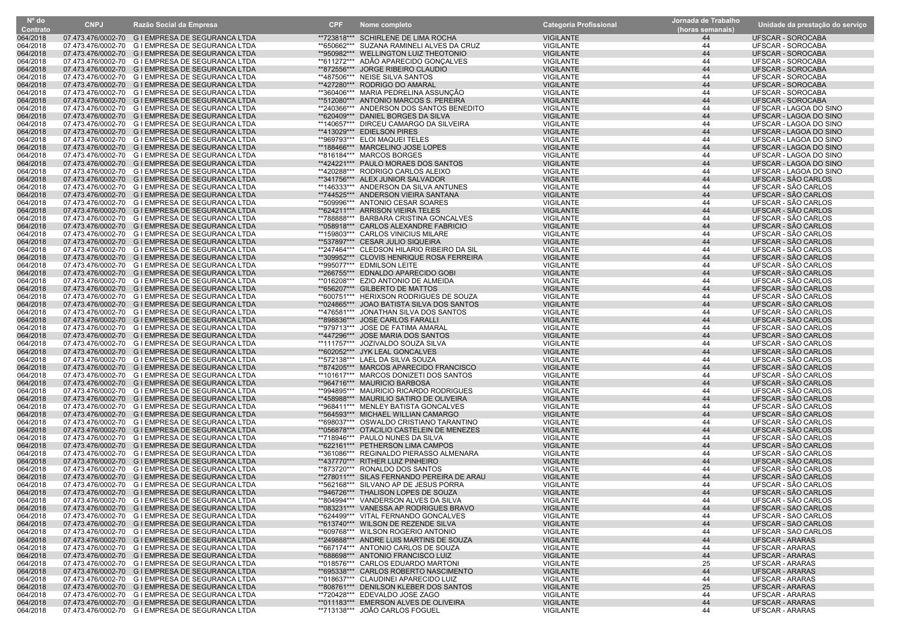| Nº do Contrato | CNPJ | Razão Social da Empresa | CPF | Nome completo | Categoria Profissional | Jornada de Trabalho (horas semanais) | Unidade da prestação do serviço |
|---|---|---|---|---|---|---|---|
| 064/2018 | 07.473.476/0002-70 | G I EMPRESA DE SEGURANCA LTDA | **723818*** | SCHIRLENE DE LIMA ROCHA | VIGILANTE | 44 | UFSCAR - SOROCABA |
| 064/2018 | 07.473.476/0002-70 | G I EMPRESA DE SEGURANCA LTDA | **650662*** | SUZANA RAMINELI ALVES DA CRUZ | VIGILANTE | 44 | UFSCAR - SOROCABA |
| 064/2018 | 07.473.476/0002-70 | G I EMPRESA DE SEGURANCA LTDA | **950982*** | WELLINGTON LUIZ THEOTONIO | VIGILANTE | 44 | UFSCAR - SOROCABA |
| 064/2018 | 07.473.476/0002-70 | G I EMPRESA DE SEGURANCA LTDA | **611272*** | ADÃO APARECIDO GONÇALVES | VIGILANTE | 44 | UFSCAR - SOROCABA |
| 064/2018 | 07.473.476/0002-70 | G I EMPRESA DE SEGURANCA LTDA | **872556*** | JORGE RIBEIRO CLAUDIO | VIGILANTE | 44 | UFSCAR - SOROCABA |
| 064/2018 | 07.473.476/0002-70 | G I EMPRESA DE SEGURANCA LTDA | **487506*** | NEISE SILVA SANTOS | VIGILANTE | 44 | UFSCAR - SOROCABA |
| 064/2018 | 07.473.476/0002-70 | G I EMPRESA DE SEGURANCA LTDA | **427280*** | RODRIGO DO AMARAL | VIGILANTE | 44 | UFSCAR - SOROCABA |
| 064/2018 | 07.473.476/0002-70 | G I EMPRESA DE SEGURANCA LTDA | **360406*** | MARIA PEDRELINA ASSUNÇÃO | VIGILANTE | 44 | UFSCAR - SOROCABA |
| 064/2018 | 07.473.476/0002-70 | G I EMPRESA DE SEGURANCA LTDA | **512080*** | ANTONIO MARCOS S. PEREIRA | VIGILANTE | 44 | UFSCAR - SOROCABA |
| 064/2018 | 07.473.476/0002-70 | G I EMPRESA DE SEGURANCA LTDA | **240366*** | ANDERSON DOS SANTOS BENEDITO | VIGILANTE | 44 | UFSCAR - LAGOA DO SINO |
| 064/2018 | 07.473.476/0002-70 | G I EMPRESA DE SEGURANCA LTDA | **620409*** | DANIEL BORGES DA SILVA | VIGILANTE | 44 | UFSCAR - LAGOA DO SINO |
| 064/2018 | 07.473.476/0002-70 | G I EMPRESA DE SEGURANCA LTDA | **140657*** | DIRCEU CAMARGO DA SILVEIRA | VIGILANTE | 44 | UFSCAR - LAGOA DO SINO |
| 064/2018 | 07.473.476/0002-70 | G I EMPRESA DE SEGURANCA LTDA | **413029*** | EDIELSON PIRES | VIGILANTE | 44 | UFSCAR - LAGOA DO SINO |
| 064/2018 | 07.473.476/0002-70 | G I EMPRESA DE SEGURANCA LTDA | **969793*** | ELOI MAQUEI TELES | VIGILANTE | 44 | UFSCAR - LAGOA DO SINO |
| 064/2018 | 07.473.476/0002-70 | G I EMPRESA DE SEGURANCA LTDA | **188466*** | MARCELINO JOSE LOPES | VIGILANTE | 44 | UFSCAR - LAGOA DO SINO |
| 064/2018 | 07.473.476/0002-70 | G I EMPRESA DE SEGURANCA LTDA | **816184*** | MARCOS BORGES | VIGILANTE | 44 | UFSCAR - LAGOA DO SINO |
| 064/2018 | 07.473.476/0002-70 | G I EMPRESA DE SEGURANCA LTDA | **424221*** | PAULO MORAES DOS SANTOS | VIGILANTE | 44 | UFSCAR - LAGOA DO SINO |
| 064/2018 | 07.473.476/0002-70 | G I EMPRESA DE SEGURANCA LTDA | **420288*** | RODRIGO CARLOS ALEIXO | VIGILANTE | 44 | UFSCAR - LAGOA DO SINO |
| 064/2018 | 07.473.476/0002-70 | G I EMPRESA DE SEGURANCA LTDA | **341756*** | ALEX JUNIOR SALVADOR | VIGILANTE | 44 | UFSCAR - SÃO CARLOS |
| 064/2018 | 07.473.476/0002-70 | G I EMPRESA DE SEGURANCA LTDA | **146333*** | ANDERSON DA SILVA ANTUNES | VIGILANTE | 44 | UFSCAR - SÃO CARLOS |
| 064/2018 | 07.473.476/0002-70 | G I EMPRESA DE SEGURANCA LTDA | **744525*** | ANDERSON VIEIRA SANTANA | VIGILANTE | 44 | UFSCAR - SÃO CARLOS |
| 064/2018 | 07.473.476/0002-70 | G I EMPRESA DE SEGURANCA LTDA | **509996*** | ANTONIO CESAR SOARES | VIGILANTE | 44 | UFSCAR - SÃO CARLOS |
| 064/2018 | 07.473.476/0002-70 | G I EMPRESA DE SEGURANCA LTDA | **624211*** | ARRISON VIEIRA TELES | VIGILANTE | 44 | UFSCAR - SÃO CARLOS |
| 064/2018 | 07.473.476/0002-70 | G I EMPRESA DE SEGURANCA LTDA | **788888*** | BARBARA CRISTINA GONCALVES | VIGILANTE | 44 | UFSCAR - SÃO CARLOS |
| 064/2018 | 07.473.476/0002-70 | G I EMPRESA DE SEGURANCA LTDA | **058918*** | CARLOS ALEXANDRE FABRICIO | VIGILANTE | 44 | UFSCAR - SÃO CARLOS |
| 064/2018 | 07.473.476/0002-70 | G I EMPRESA DE SEGURANCA LTDA | **159803*** | CARLOS VINICIUS MILARE | VIGILANTE | 44 | UFSCAR - SÃO CARLOS |
| 064/2018 | 07.473.476/0002-70 | G I EMPRESA DE SEGURANCA LTDA | **537897*** | CESAR JULIO SIQUEIRA | VIGILANTE | 44 | UFSCAR - SÃO CARLOS |
| 064/2018 | 07.473.476/0002-70 | G I EMPRESA DE SEGURANCA LTDA | **247464*** | CLEDSON HILARIO RIBEIRO DA SIL | VIGILANTE | 44 | UFSCAR - SÃO CARLOS |
| 064/2018 | 07.473.476/0002-70 | G I EMPRESA DE SEGURANCA LTDA | **309952*** | CLOVIS HENRIQUE ROSA FERREIRA | VIGILANTE | 44 | UFSCAR - SÃO CARLOS |
| 064/2018 | 07.473.476/0002-70 | G I EMPRESA DE SEGURANCA LTDA | **995077*** | EDMILSON LEITE | VIGILANTE | 44 | UFSCAR - SÃO CARLOS |
| 064/2018 | 07.473.476/0002-70 | G I EMPRESA DE SEGURANCA LTDA | **266755*** | EDNALDO APARECIDO GOBI | VIGILANTE | 44 | UFSCAR - SÃO CARLOS |
| 064/2018 | 07.473.476/0002-70 | G I EMPRESA DE SEGURANCA LTDA | **016208*** | EZIO ANTONIO DE ALMEIDA | VIGILANTE | 44 | UFSCAR - SÃO CARLOS |
| 064/2018 | 07.473.476/0002-70 | G I EMPRESA DE SEGURANCA LTDA | **656207*** | GILBERTO DE MATTOS | VIGILANTE | 44 | UFSCAR - SÃO CARLOS |
| 064/2018 | 07.473.476/0002-70 | G I EMPRESA DE SEGURANCA LTDA | **600751*** | HERIXSON RODRIGUES DE SOUZA | VIGILANTE | 44 | UFSCAR - SÃO CARLOS |
| 064/2018 | 07.473.476/0002-70 | G I EMPRESA DE SEGURANCA LTDA | **024865*** | JOAO BATISTA SILVA DOS SANTOS | VIGILANTE | 44 | UFSCAR - SÃO CARLOS |
| 064/2018 | 07.473.476/0002-70 | G I EMPRESA DE SEGURANCA LTDA | **476581*** | JONATHAN SILVA DOS SANTOS | VIGILANTE | 44 | UFSCAR - SÃO CARLOS |
| 064/2018 | 07.473.476/0002-70 | G I EMPRESA DE SEGURANCA LTDA | **898836*** | JOSE CARLOS FARALLI | VIGILANTE | 44 | UFSCAR - SAO CARLOS |
| 064/2018 | 07.473.476/0002-70 | G I EMPRESA DE SEGURANCA LTDA | **979713*** | JOSE DE FATIMA AMARAL | VIGILANTE | 44 | UFSCAR - SAO CARLOS |
| 064/2018 | 07.473.476/0002-70 | G I EMPRESA DE SEGURANCA LTDA | **447296*** | JOSE MARIA DOS SANTOS | VIGILANTE | 44 | UFSCAR - SAO CARLOS |
| 064/2018 | 07.473.476/0002-70 | G I EMPRESA DE SEGURANCA LTDA | **111757*** | JOZIVALDO SOUZA SILVA | VIGILANTE | 44 | UFSCAR - SAO CARLOS |
| 064/2018 | 07.473.476/0002-70 | G I EMPRESA DE SEGURANCA LTDA | **602052*** | JYK LEAL GONCALVES | VIGILANTE | 44 | UFSCAR - SÃO CARLOS |
| 064/2018 | 07.473.476/0002-70 | G I EMPRESA DE SEGURANCA LTDA | **572138*** | LAEL DA SILVA SOUZA | VIGILANTE | 44 | UFSCAR - SÃO CARLOS |
| 064/2018 | 07.473.476/0002-70 | G I EMPRESA DE SEGURANCA LTDA | **874205*** | MARCOS APARECIDO FRANCISCO | VIGILANTE | 44 | UFSCAR - SÃO CARLOS |
| 064/2018 | 07.473.476/0002-70 | G I EMPRESA DE SEGURANCA LTDA | **101617*** | MARCOS DONIZETI DOS SANTOS | VIGILANTE | 44 | UFSCAR - SÃO CARLOS |
| 064/2018 | 07.473.476/0002-70 | G I EMPRESA DE SEGURANCA LTDA | **964716*** | MAURICIO BARBOSA | VIGILANTE | 44 | UFSCAR - SÃO CARLOS |
| 064/2018 | 07.473.476/0002-70 | G I EMPRESA DE SEGURANCA LTDA | **994895*** | MAURICIO RICARDO RODRIGUES | VIGILANTE | 44 | UFSCAR - SÃO CARLOS |
| 064/2018 | 07.473.476/0002-70 | G I EMPRESA DE SEGURANCA LTDA | **458988*** | MAURILIO SATIRO DE OLIVEIRA | VIGILANTE | 44 | UFSCAR - SÃO CARLOS |
| 064/2018 | 07.473.476/0002-70 | G I EMPRESA DE SEGURANCA LTDA | **968411*** | MENLEY BATISTA GONCALVES | VIGILANTE | 44 | UFSCAR - SÃO CARLOS |
| 064/2018 | 07.473.476/0002-70 | G I EMPRESA DE SEGURANCA LTDA | **564593*** | MICHAEL WILLIAN CAMARGO | VIGILANTE | 44 | UFSCAR - SÃO CARLOS |
| 064/2018 | 07.473.476/0002-70 | G I EMPRESA DE SEGURANCA LTDA | **698037*** | OSWALDO CRISTIANO TARANTINO | VIGILANTE | 44 | UFSCAR - SÃO CARLOS |
| 064/2018 | 07.473.476/0002-70 | G I EMPRESA DE SEGURANCA LTDA | **056878*** | OTACILIO CASTELEIN DE MENEZES | VIGILANTE | 44 | UFSCAR - SÃO CARLOS |
| 064/2018 | 07.473.476/0002-70 | G I EMPRESA DE SEGURANCA LTDA | **718946*** | PAULO NUNES DA SILVA | VIGILANTE | 44 | UFSCAR - SÃO CARLOS |
| 064/2018 | 07.473.476/0002-70 | G I EMPRESA DE SEGURANCA LTDA | **622161*** | PETHERSON LIMA CAMPOS | VIGILANTE | 44 | UFSCAR - SÃO CARLOS |
| 064/2018 | 07.473.476/0002-70 | G I EMPRESA DE SEGURANCA LTDA | **361086*** | REGINALDO PIERASSO ALMENARA | VIGILANTE | 44 | UFSCAR - SÃO CARLOS |
| 064/2018 | 07.473.476/0002-70 | G I EMPRESA DE SEGURANCA LTDA | **437770*** | RITHER LUIZ PINHEIRO | VIGILANTE | 44 | UFSCAR - SÃO CARLOS |
| 064/2018 | 07.473.476/0002-70 | G I EMPRESA DE SEGURANCA LTDA | **873720*** | RONALDO DOS SANTOS | VIGILANTE | 44 | UFSCAR - SÃO CARLOS |
| 064/2018 | 07.473.476/0002-70 | G I EMPRESA DE SEGURANCA LTDA | **278011*** | SILAS FERNANDO PEREIRA DE ARAU | VIGILANTE | 44 | UFSCAR - SÃO CARLOS |
| 064/2018 | 07.473.476/0002-70 | G I EMPRESA DE SEGURANCA LTDA | **562168*** | SILVANO AP DE JESUS PORRA | VIGILANTE | 44 | UFSCAR - SÃO CARLOS |
| 064/2018 | 07.473.476/0002-70 | G I EMPRESA DE SEGURANCA LTDA | **946726*** | THALISON LOPES DE SOUZA | VIGILANTE | 44 | UFSCAR - SÃO CARLOS |
| 064/2018 | 07.473.476/0002-70 | G I EMPRESA DE SEGURANCA LTDA | **804994*** | VANDERSON ALVES DA SILVA | VIGILANTE | 44 | UFSCAR - SÃO CARLOS |
| 064/2018 | 07.473.476/0002-70 | G I EMPRESA DE SEGURANCA LTDA | **083231*** | VANESSA AP RODRIGUES BRAVO | VIGILANTE | 44 | UFSCAR - SAO CARLOS |
| 064/2018 | 07.473.476/0002-70 | G I EMPRESA DE SEGURANCA LTDA | **624499*** | VITAL FERNANDO GONCALVES | VIGILANTE | 44 | UFSCAR - SAO CARLOS |
| 064/2018 | 07.473.476/0002-70 | G I EMPRESA DE SEGURANCA LTDA | **613740*** | WILSON DE REZENDE SILVA | VIGILANTE | 44 | UFSCAR - SAO CARLOS |
| 064/2018 | 07.473.476/0002-70 | G I EMPRESA DE SEGURANCA LTDA | **609768*** | WILSON ROGERIO ANTONIO | VIGILANTE | 44 | UFSCAR - SAO CARLOS |
| 064/2018 | 07.473.476/0002-70 | G I EMPRESA DE SEGURANCA LTDA | **249888*** | ANDRE LUIS MARTINS DE SOUZA | VIGILANTE | 44 | UFSCAR - ARARAS |
| 064/2018 | 07.473.476/0002-70 | G I EMPRESA DE SEGURANCA LTDA | **667174*** | ANTONIO CARLOS DE SOUZA | VIGILANTE | 44 | UFSCAR - ARARAS |
| 064/2018 | 07.473.476/0002-70 | G I EMPRESA DE SEGURANCA LTDA | **688698*** | ANTONIO FRANCISCO LUIZ | VIGILANTE | 44 | UFSCAR - ARARAS |
| 064/2018 | 07.473.476/0002-70 | G I EMPRESA DE SEGURANCA LTDA | **018576*** | CARLOS EDUARDO MARTONI | VIGILANTE | 25 | UFSCAR - ARARAS |
| 064/2018 | 07.473.476/0002-70 | G I EMPRESA DE SEGURANCA LTDA | **695338*** | CARLOS ROBERTO NASCIMENTO | VIGILANTE | 44 | UFSCAR - ARARAS |
| 064/2018 | 07.473.476/0002-70 | G I EMPRESA DE SEGURANCA LTDA | **018637*** | CLAUDINEI APARECIDO LUIZ | VIGILANTE | 44 | UFSCAR - ARARAS |
| 064/2018 | 07.473.476/0002-70 | G I EMPRESA DE SEGURANCA LTDA | **808761*** | DENILSON KLEBER DOS SANTOS | VIGILANTE | 25 | UFSCAR - ARARAS |
| 064/2018 | 07.473.476/0002-70 | G I EMPRESA DE SEGURANCA LTDA | **720428*** | EDEVALDO JOSE ZAGO | VIGILANTE | 44 | UFSCAR - ARARAS |
| 064/2018 | 07.473.476/0002-70 | G I EMPRESA DE SEGURANCA LTDA | **011183*** | EMERSON ALVES DE OLIVEIRA | VIGILANTE | 44 | UFSCAR - ARARAS |
| 064/2018 | 07.473.476/0002-70 | G I EMPRESA DE SEGURANCA LTDA | **713138*** | JOÃO CARLOS FOGUEL | VIGILANTE | 44 | UFSCAR - ARARAS |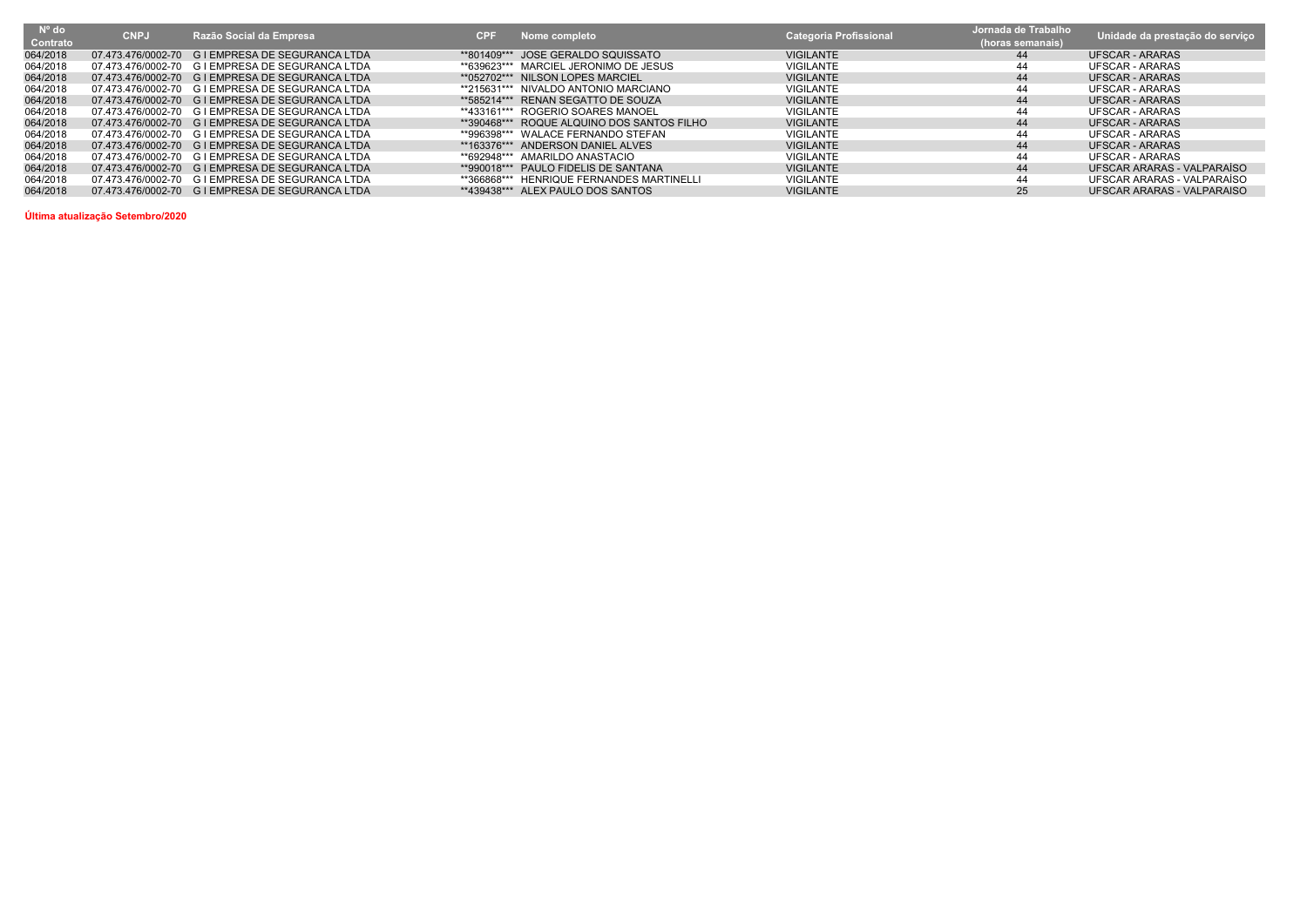| Nº do Contrato | CNPJ | Razão Social da Empresa | CPF | Nome completo | Categoria Profissional | Jornada de Trabalho (horas semanais) | Unidade da prestação do serviço |
|---|---|---|---|---|---|---|---|
| 064/2018 | 07.473.476/0002-70 | G I EMPRESA DE SEGURANCA LTDA | **801409*** | JOSE GERALDO SQUISSATO | VIGILANTE | 44 | UFSCAR - ARARAS |
| 064/2018 | 07.473.476/0002-70 | G I EMPRESA DE SEGURANCA LTDA | **639623*** | MARCIEL JERONIMO DE JESUS | VIGILANTE | 44 | UFSCAR - ARARAS |
| 064/2018 | 07.473.476/0002-70 | G I EMPRESA DE SEGURANCA LTDA | **052702*** | NILSON LOPES MARCIEL | VIGILANTE | 44 | UFSCAR - ARARAS |
| 064/2018 | 07.473.476/0002-70 | G I EMPRESA DE SEGURANCA LTDA | **215631*** | NIVALDO ANTONIO MARCIANO | VIGILANTE | 44 | UFSCAR - ARARAS |
| 064/2018 | 07.473.476/0002-70 | G I EMPRESA DE SEGURANCA LTDA | **585214*** | RENAN SEGATTO DE SOUZA | VIGILANTE | 44 | UFSCAR - ARARAS |
| 064/2018 | 07.473.476/0002-70 | G I EMPRESA DE SEGURANCA LTDA | **433161*** | ROGERIO SOARES MANOEL | VIGILANTE | 44 | UFSCAR - ARARAS |
| 064/2018 | 07.473.476/0002-70 | G I EMPRESA DE SEGURANCA LTDA | **390468*** | ROQUE ALQUINO DOS SANTOS FILHO | VIGILANTE | 44 | UFSCAR - ARARAS |
| 064/2018 | 07.473.476/0002-70 | G I EMPRESA DE SEGURANCA LTDA | **996398*** | WALACE FERNANDO STEFAN | VIGILANTE | 44 | UFSCAR - ARARAS |
| 064/2018 | 07.473.476/0002-70 | G I EMPRESA DE SEGURANCA LTDA | **163376*** | ANDERSON DANIEL ALVES | VIGILANTE | 44 | UFSCAR - ARARAS |
| 064/2018 | 07.473.476/0002-70 | G I EMPRESA DE SEGURANCA LTDA | **692948*** | AMARILDO ANASTACIO | VIGILANTE | 44 | UFSCAR - ARARAS |
| 064/2018 | 07.473.476/0002-70 | G I EMPRESA DE SEGURANCA LTDA | **990018*** | PAULO FIDELIS DE SANTANA | VIGILANTE | 44 | UFSCAR ARARAS - VALPARAÍSO |
| 064/2018 | 07.473.476/0002-70 | G I EMPRESA DE SEGURANCA LTDA | **366868*** | HENRIQUE FERNANDES MARTINELLI | VIGILANTE | 44 | UFSCAR ARARAS - VALPARAÍSO |
| 064/2018 | 07.473.476/0002-70 | G I EMPRESA DE SEGURANCA LTDA | **439438*** | ALEX PAULO DOS SANTOS | VIGILANTE | 25 | UFSCAR ARARAS - VALPARAISO |

**Última atualização Setembro/2020**